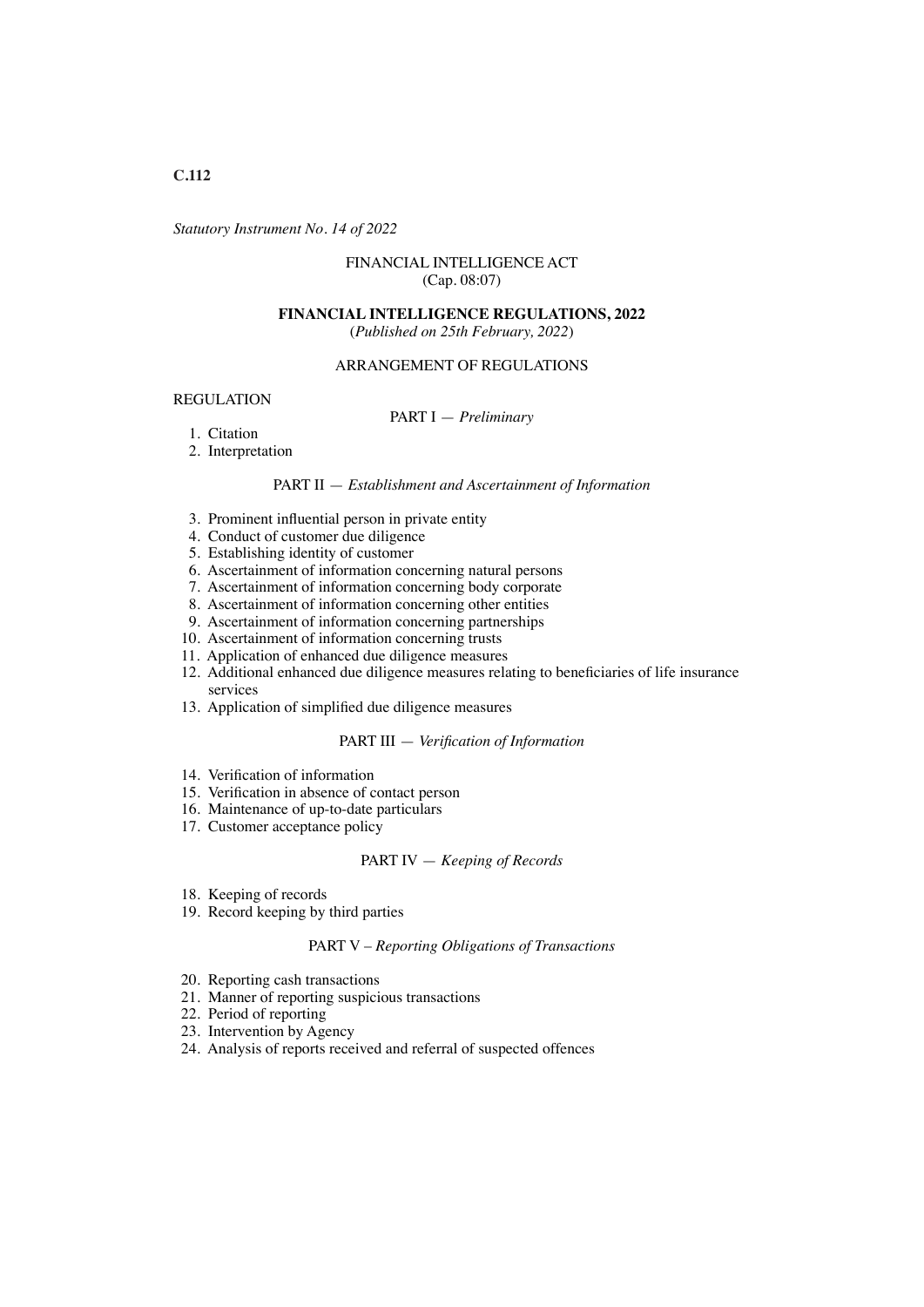*Statutory Instrument No. 14 of 2022*

FINANCIAL INTELLIGENCE ACT
(Cap. 08:07)

# FINANCIAL INTELLIGENCE REGULATIONS, 2022

(*Published on 25th February, 2022*)

## ARRANGEMENT OF REGULATIONS

REGULATION

### PART I — *Preliminary*

1. Citation
2. Interpretation

### PART II — *Establishment and Ascertainment of Information*

3. Prominent influential person in private entity
4. Conduct of customer due diligence
5. Establishing identity of customer
6. Ascertainment of information concerning natural persons
7. Ascertainment of information concerning body corporate
8. Ascertainment of information concerning other entities
9. Ascertainment of information concerning partnerships
10. Ascertainment of information concerning trusts
11. Application of enhanced due diligence measures
12. Additional enhanced due diligence measures relating to beneficiaries of life insurance services
13. Application of simplified due diligence measures

### PART III — *Verification of Information*

14. Verification of information
15. Verification in absence of contact person
16. Maintenance of up-to-date particulars
17. Customer acceptance policy

### PART IV — *Keeping of Records*

18. Keeping of records
19. Record keeping by third parties

### PART V – *Reporting Obligations of Transactions*

20. Reporting cash transactions
21. Manner of reporting suspicious transactions
22. Period of reporting
23. Intervention by Agency
24. Analysis of reports received and referral of suspected offences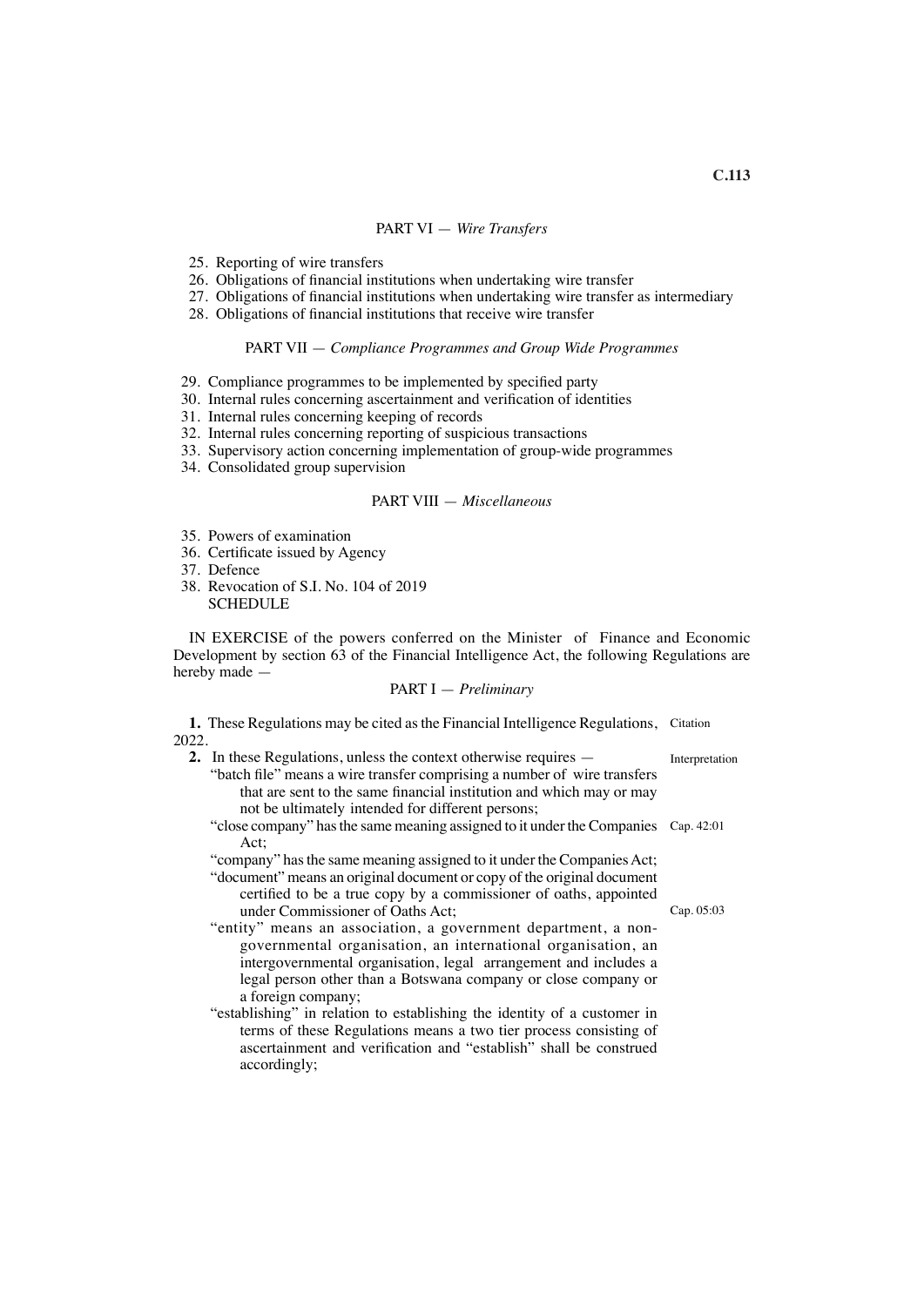PART VI — *Wire Transfers*

25. Reporting of wire transfers
26. Obligations of financial institutions when undertaking wire transfer
27. Obligations of financial institutions when undertaking wire transfer as intermediary
28. Obligations of financial institutions that receive wire transfer

PART VII — *Compliance Programmes and Group Wide Programmes*

29. Compliance programmes to be implemented by specified party
30. Internal rules concerning ascertainment and verification of identities
31. Internal rules concerning keeping of records
32. Internal rules concerning reporting of suspicious transactions
33. Supervisory action concerning implementation of group-wide programmes
34. Consolidated group supervision

PART VIII — *Miscellaneous*

35. Powers of examination
36. Certificate issued by Agency
37. Defence
38. Revocation of S.I. No. 104 of 2019
    SCHEDULE

IN EXERCISE of the powers conferred on the Minister of Finance and Economic Development by section 63 of the Financial Intelligence Act, the following Regulations are hereby made —

PART I — *Preliminary*

**1.** These Regulations may be cited as the Financial Intelligence Regulations, 2022. *Citation*

**2.** In these Regulations, unless the context otherwise requires — *Interpretation*

"batch file" means a wire transfer comprising a number of wire transfers that are sent to the same financial institution and which may or may not be ultimately intended for different persons;

"close company" has the same meaning assigned to it under the Companies Act; *Cap. 42:01*

"company" has the same meaning assigned to it under the Companies Act;

"document" means an original document or copy of the original document certified to be a true copy by a commissioner of oaths, appointed under Commissioner of Oaths Act; *Cap. 05:03*

"entity" means an association, a government department, a non-governmental organisation, an international organisation, an intergovernmental organisation, legal arrangement and includes a legal person other than a Botswana company or close company or a foreign company;

"establishing" in relation to establishing the identity of a customer in terms of these Regulations means a two tier process consisting of ascertainment and verification and "establish" shall be construed accordingly;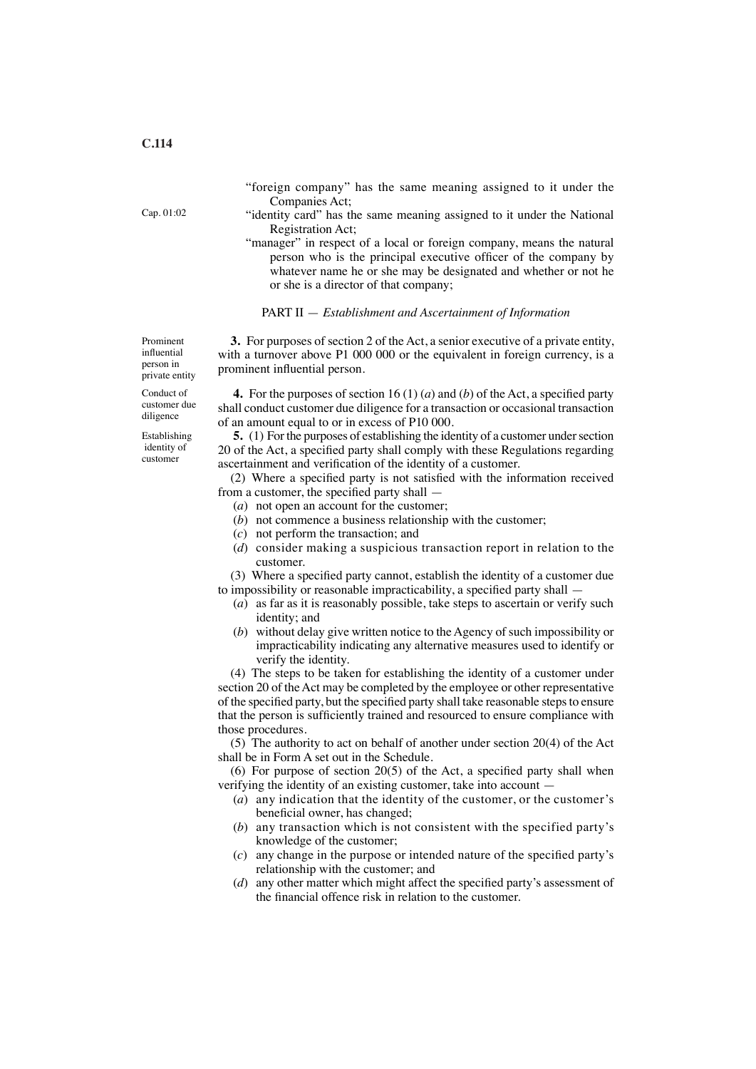"foreign company" has the same meaning assigned to it under the Companies Act;

"identity card" has the same meaning assigned to it under the National Registration Act; Cap. 01:02

"manager" in respect of a local or foreign company, means the natural person who is the principal executive officer of the company by whatever name he or she may be designated and whether or not he or she is a director of that company;

PART II — *Establishment and Ascertainment of Information*

*Prominent influential person in private entity*

**3.** For purposes of section 2 of the Act, a senior executive of a private entity, with a turnover above P1 000 000 or the equivalent in foreign currency, is a prominent influential person.

*Conduct of customer due diligence*

**4.** For the purposes of section 16 (1) (*a*) and (*b*) of the Act, a specified party shall conduct customer due diligence for a transaction or occasional transaction of an amount equal to or in excess of P10 000.

*Establishing identity of customer*

**5.** (1) For the purposes of establishing the identity of a customer under section 20 of the Act, a specified party shall comply with these Regulations regarding ascertainment and verification of the identity of a customer.

(2) Where a specified party is not satisfied with the information received from a customer, the specified party shall —

(*a*) not open an account for the customer;

(*b*) not commence a business relationship with the customer;

(*c*) not perform the transaction; and

(*d*) consider making a suspicious transaction report in relation to the customer.

(3) Where a specified party cannot, establish the identity of a customer due to impossibility or reasonable impracticability, a specified party shall —

(*a*) as far as it is reasonably possible, take steps to ascertain or verify such identity; and

(*b*) without delay give written notice to the Agency of such impossibility or impracticability indicating any alternative measures used to identify or verify the identity.

(4) The steps to be taken for establishing the identity of a customer under section 20 of the Act may be completed by the employee or other representative of the specified party, but the specified party shall take reasonable steps to ensure that the person is sufficiently trained and resourced to ensure compliance with those procedures.

(5) The authority to act on behalf of another under section 20(4) of the Act shall be in Form A set out in the Schedule.

(6) For purpose of section 20(5) of the Act, a specified party shall when verifying the identity of an existing customer, take into account —

(*a*) any indication that the identity of the customer, or the customer's beneficial owner, has changed;

(*b*) any transaction which is not consistent with the specified party's knowledge of the customer;

(*c*) any change in the purpose or intended nature of the specified party's relationship with the customer; and

(*d*) any other matter which might affect the specified party's assessment of the financial offence risk in relation to the customer.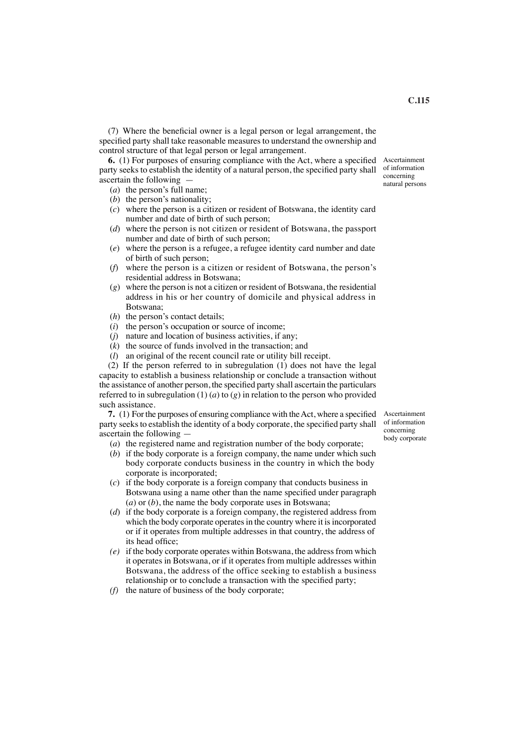(7) Where the beneficial owner is a legal person or legal arrangement, the specified party shall take reasonable measures to understand the ownership and control structure of that legal person or legal arrangement.

*Ascertainment of information concerning natural persons*

**6.** (1) For purposes of ensuring compliance with the Act, where a specified party seeks to establish the identity of a natural person, the specified party shall ascertain the following —

(*a*) the person's full name;
(*b*) the person's nationality;
(*c*) where the person is a citizen or resident of Botswana, the identity card number and date of birth of such person;
(*d*) where the person is not citizen or resident of Botswana, the passport number and date of birth of such person;
(*e*) where the person is a refugee, a refugee identity card number and date of birth of such person;
(*f*) where the person is a citizen or resident of Botswana, the person's residential address in Botswana;
(*g*) where the person is not a citizen or resident of Botswana, the residential address in his or her country of domicile and physical address in Botswana;
(*h*) the person's contact details;
(*i*) the person's occupation or source of income;
(*j*) nature and location of business activities, if any;
(*k*) the source of funds involved in the transaction; and
(*l*) an original of the recent council rate or utility bill receipt.

(2) If the person referred to in subregulation (1) does not have the legal capacity to establish a business relationship or conclude a transaction without the assistance of another person, the specified party shall ascertain the particulars referred to in subregulation (1) (*a*) to (*g*) in relation to the person who provided such assistance.

*Ascertainment of information concerning body corporate*

**7.** (1) For the purposes of ensuring compliance with the Act, where a specified party seeks to establish the identity of a body corporate, the specified party shall ascertain the following —

(*a*) the registered name and registration number of the body corporate;
(*b*) if the body corporate is a foreign company, the name under which such body corporate conducts business in the country in which the body corporate is incorporated;
(*c*) if the body corporate is a foreign company that conducts business in Botswana using a name other than the name specified under paragraph (*a*) or (*b*), the name the body corporate uses in Botswana;
(*d*) if the body corporate is a foreign company, the registered address from which the body corporate operates in the country where it is incorporated or if it operates from multiple addresses in that country, the address of its head office;
(*e*) if the body corporate operates within Botswana, the address from which it operates in Botswana, or if it operates from multiple addresses within Botswana, the address of the office seeking to establish a business relationship or to conclude a transaction with the specified party;
(*f*) the nature of business of the body corporate;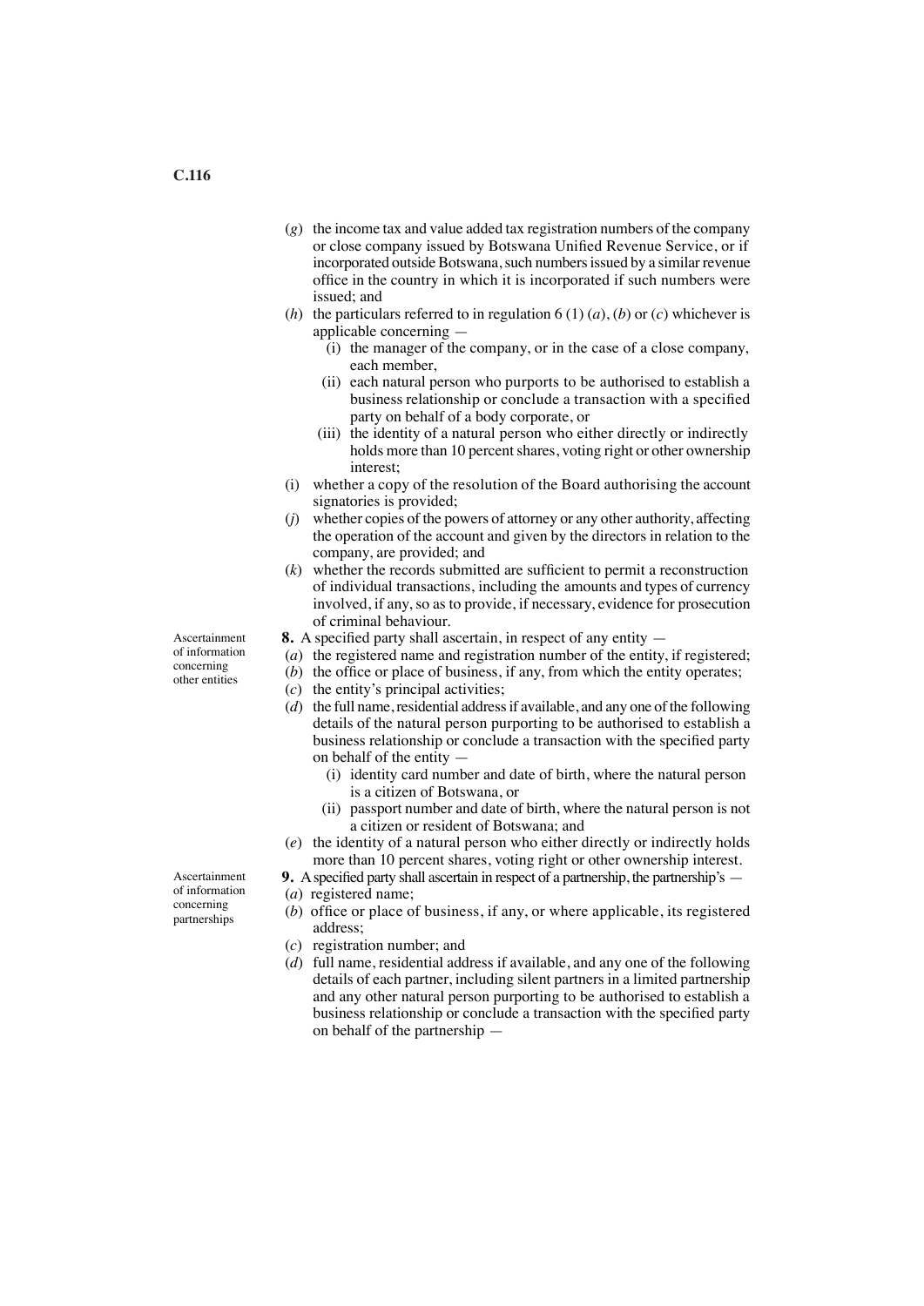(*g*) the income tax and value added tax registration numbers of the company or close company issued by Botswana Unified Revenue Service, or if incorporated outside Botswana, such numbers issued by a similar revenue office in the country in which it is incorporated if such numbers were issued; and

(*h*) the particulars referred to in regulation 6 (1) (*a*), (*b*) or (*c*) whichever is applicable concerning —

   (i) the manager of the company, or in the case of a close company, each member,

   (ii) each natural person who purports to be authorised to establish a business relationship or conclude a transaction with a specified party on behalf of a body corporate, or

   (iii) the identity of a natural person who either directly or indirectly holds more than 10 percent shares, voting right or other ownership interest;

(i) whether a copy of the resolution of the Board authorising the account signatories is provided;

(*j*) whether copies of the powers of attorney or any other authority, affecting the operation of the account and given by the directors in relation to the company, are provided; and

(*k*) whether the records submitted are sufficient to permit a reconstruction of individual transactions, including the amounts and types of currency involved, if any, so as to provide, if necessary, evidence for prosecution of criminal behaviour.

*Ascertainment of information concerning other entities*

**8.** A specified party shall ascertain, in respect of any entity —

(*a*) the registered name and registration number of the entity, if registered;

(*b*) the office or place of business, if any, from which the entity operates;

(*c*) the entity's principal activities;

(*d*) the full name, residential address if available, and any one of the following details of the natural person purporting to be authorised to establish a business relationship or conclude a transaction with the specified party on behalf of the entity —

   (i) identity card number and date of birth, where the natural person is a citizen of Botswana, or

   (ii) passport number and date of birth, where the natural person is not a citizen or resident of Botswana; and

(*e*) the identity of a natural person who either directly or indirectly holds more than 10 percent shares, voting right or other ownership interest.

*Ascertainment of information concerning partnerships*

**9.** A specified party shall ascertain in respect of a partnership, the partnership's —

(*a*) registered name;

(*b*) office or place of business, if any, or where applicable, its registered address;

(*c*) registration number; and

(*d*) full name, residential address if available, and any one of the following details of each partner, including silent partners in a limited partnership and any other natural person purporting to be authorised to establish a business relationship or conclude a transaction with the specified party on behalf of the partnership —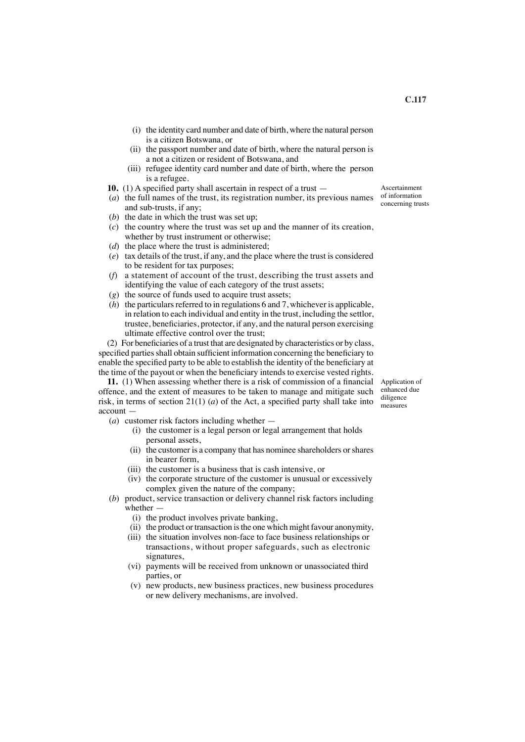(i) the identity card number and date of birth, where the natural person is a citizen Botswana, or

(ii) the passport number and date of birth, where the natural person is a not a citizen or resident of Botswana, and

(iii) refugee identity card number and date of birth, where the person is a refugee.

Ascertainment of information concerning trusts

**10.** (1) A specified party shall ascertain in respect of a trust —

(*a*) the full names of the trust, its registration number, its previous names and sub-trusts, if any;

(*b*) the date in which the trust was set up;

(*c*) the country where the trust was set up and the manner of its creation, whether by trust instrument or otherwise;

(*d*) the place where the trust is administered;

(*e*) tax details of the trust, if any, and the place where the trust is considered to be resident for tax purposes;

(*f*) a statement of account of the trust, describing the trust assets and identifying the value of each category of the trust assets;

(*g*) the source of funds used to acquire trust assets;

(*h*) the particulars referred to in regulations 6 and 7, whichever is applicable, in relation to each individual and entity in the trust, including the settlor, trustee, beneficiaries, protector, if any, and the natural person exercising ultimate effective control over the trust;

(2) For beneficiaries of a trust that are designated by characteristics or by class, specified parties shall obtain sufficient information concerning the beneficiary to enable the specified party to be able to establish the identity of the beneficiary at the time of the payout or when the beneficiary intends to exercise vested rights.

Application of enhanced due diligence measures

**11.** (1) When assessing whether there is a risk of commission of a financial offence, and the extent of measures to be taken to manage and mitigate such risk, in terms of section 21(1) (*a*) of the Act, a specified party shall take into account —

(*a*) customer risk factors including whether —

(i) the customer is a legal person or legal arrangement that holds personal assets,

(ii) the customer is a company that has nominee shareholders or shares in bearer form,

(iii) the customer is a business that is cash intensive, or

(iv) the corporate structure of the customer is unusual or excessively complex given the nature of the company;

(*b*) product, service transaction or delivery channel risk factors including whether —

(i) the product involves private banking,

(ii) the product or transaction is the one which might favour anonymity,

(iii) the situation involves non-face to face business relationships or transactions, without proper safeguards, such as electronic signatures,

(vi) payments will be received from unknown or unassociated third parties, or

(v) new products, new business practices, new business procedures or new delivery mechanisms, are involved.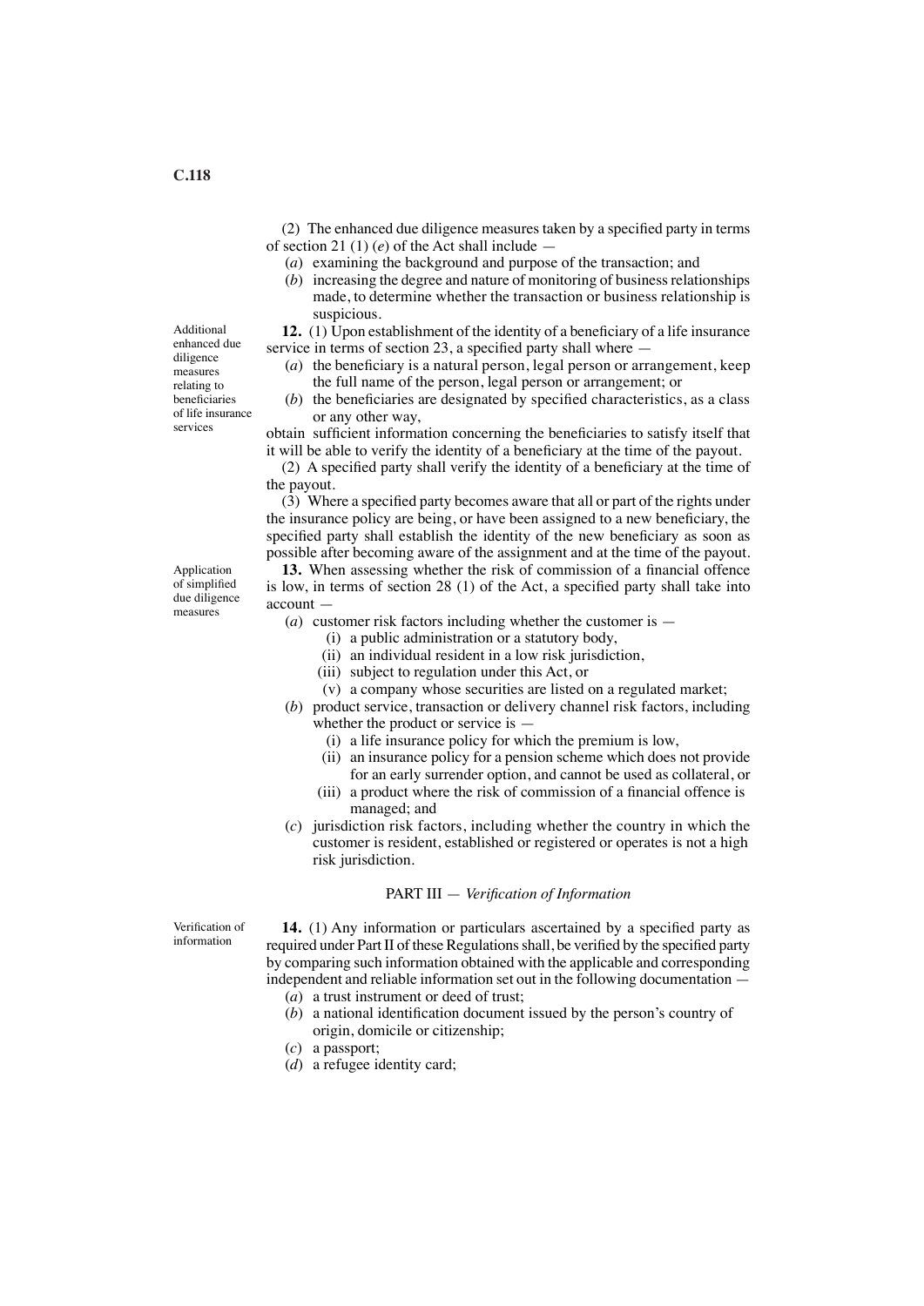(2) The enhanced due diligence measures taken by a specified party in terms of section 21 (1) (*e*) of the Act shall include —

(*a*) examining the background and purpose of the transaction; and

(*b*) increasing the degree and nature of monitoring of business relationships made, to determine whether the transaction or business relationship is suspicious.

**Additional enhanced due diligence measures relating to beneficiaries of life insurance services**

**12.** (1) Upon establishment of the identity of a beneficiary of a life insurance service in terms of section 23, a specified party shall where —

(*a*) the beneficiary is a natural person, legal person or arrangement, keep the full name of the person, legal person or arrangement; or

(*b*) the beneficiaries are designated by specified characteristics, as a class or any other way,

obtain sufficient information concerning the beneficiaries to satisfy itself that it will be able to verify the identity of a beneficiary at the time of the payout.

(2) A specified party shall verify the identity of a beneficiary at the time of the payout.

(3) Where a specified party becomes aware that all or part of the rights under the insurance policy are being, or have been assigned to a new beneficiary, the specified party shall establish the identity of the new beneficiary as soon as possible after becoming aware of the assignment and at the time of the payout.

**Application of simplified due diligence measures**

**13.** When assessing whether the risk of commission of a financial offence is low, in terms of section 28 (1) of the Act, a specified party shall take into account —

(*a*) customer risk factors including whether the customer is —

(i) a public administration or a statutory body,

(ii) an individual resident in a low risk jurisdiction,

(iii) subject to regulation under this Act, or

(v) a company whose securities are listed on a regulated market;

(*b*) product service, transaction or delivery channel risk factors, including whether the product or service is —

(i) a life insurance policy for which the premium is low,

(ii) an insurance policy for a pension scheme which does not provide for an early surrender option, and cannot be used as collateral, or

(iii) a product where the risk of commission of a financial offence is managed; and

(*c*) jurisdiction risk factors, including whether the country in which the customer is resident, established or registered or operates is not a high risk jurisdiction.

## PART III — *Verification of Information*

**Verification of information**

**14.** (1) Any information or particulars ascertained by a specified party as required under Part II of these Regulations shall, be verified by the specified party by comparing such information obtained with the applicable and corresponding independent and reliable information set out in the following documentation —

(*a*) a trust instrument or deed of trust;

(*b*) a national identification document issued by the person's country of origin, domicile or citizenship;

(*c*) a passport;

(*d*) a refugee identity card;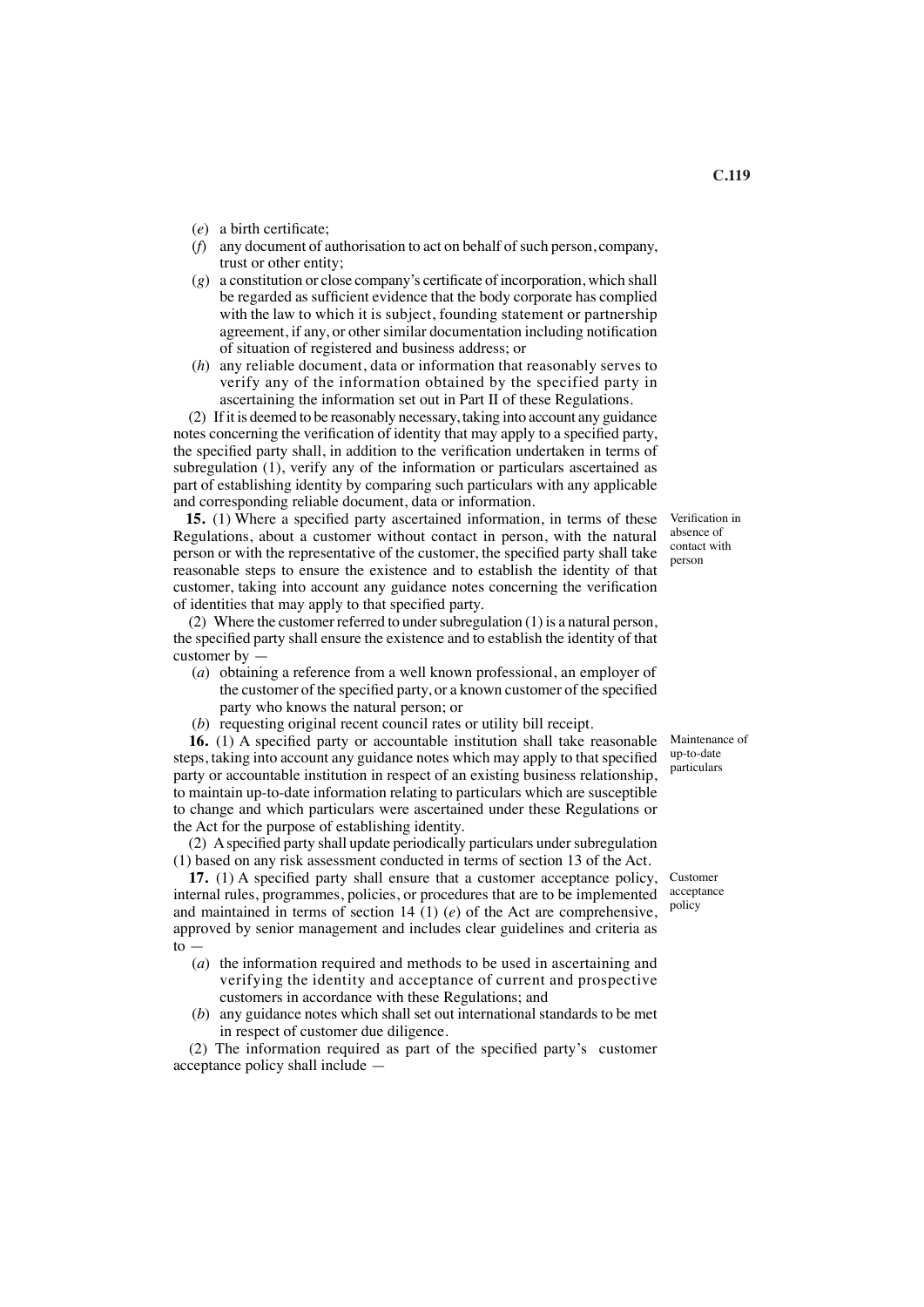(*e*) a birth certificate;

(*f*) any document of authorisation to act on behalf of such person, company, trust or other entity;

(*g*) a constitution or close company's certificate of incorporation, which shall be regarded as sufficient evidence that the body corporate has complied with the law to which it is subject, founding statement or partnership agreement, if any, or other similar documentation including notification of situation of registered and business address; or

(*h*) any reliable document, data or information that reasonably serves to verify any of the information obtained by the specified party in ascertaining the information set out in Part II of these Regulations.

(2) If it is deemed to be reasonably necessary, taking into account any guidance notes concerning the verification of identity that may apply to a specified party, the specified party shall, in addition to the verification undertaken in terms of subregulation (1), verify any of the information or particulars ascertained as part of establishing identity by comparing such particulars with any applicable and corresponding reliable document, data or information.

*Verification in absence of contact with person*

**15.** (1) Where a specified party ascertained information, in terms of these Regulations, about a customer without contact in person, with the natural person or with the representative of the customer, the specified party shall take reasonable steps to ensure the existence and to establish the identity of that customer, taking into account any guidance notes concerning the verification of identities that may apply to that specified party.

(2) Where the customer referred to under subregulation (1) is a natural person, the specified party shall ensure the existence and to establish the identity of that customer by —

(*a*) obtaining a reference from a well known professional, an employer of the customer of the specified party, or a known customer of the specified party who knows the natural person; or

(*b*) requesting original recent council rates or utility bill receipt.

*Maintenance of up-to-date particulars*

**16.** (1) A specified party or accountable institution shall take reasonable steps, taking into account any guidance notes which may apply to that specified party or accountable institution in respect of an existing business relationship, to maintain up-to-date information relating to particulars which are susceptible to change and which particulars were ascertained under these Regulations or the Act for the purpose of establishing identity.

(2) A specified party shall update periodically particulars under subregulation (1) based on any risk assessment conducted in terms of section 13 of the Act.

*Customer acceptance policy*

**17.** (1) A specified party shall ensure that a customer acceptance policy, internal rules, programmes, policies, or procedures that are to be implemented and maintained in terms of section 14 (1) (*e*) of the Act are comprehensive, approved by senior management and includes clear guidelines and criteria as to —

(*a*) the information required and methods to be used in ascertaining and verifying the identity and acceptance of current and prospective customers in accordance with these Regulations; and

(*b*) any guidance notes which shall set out international standards to be met in respect of customer due diligence.

(2) The information required as part of the specified party's customer acceptance policy shall include —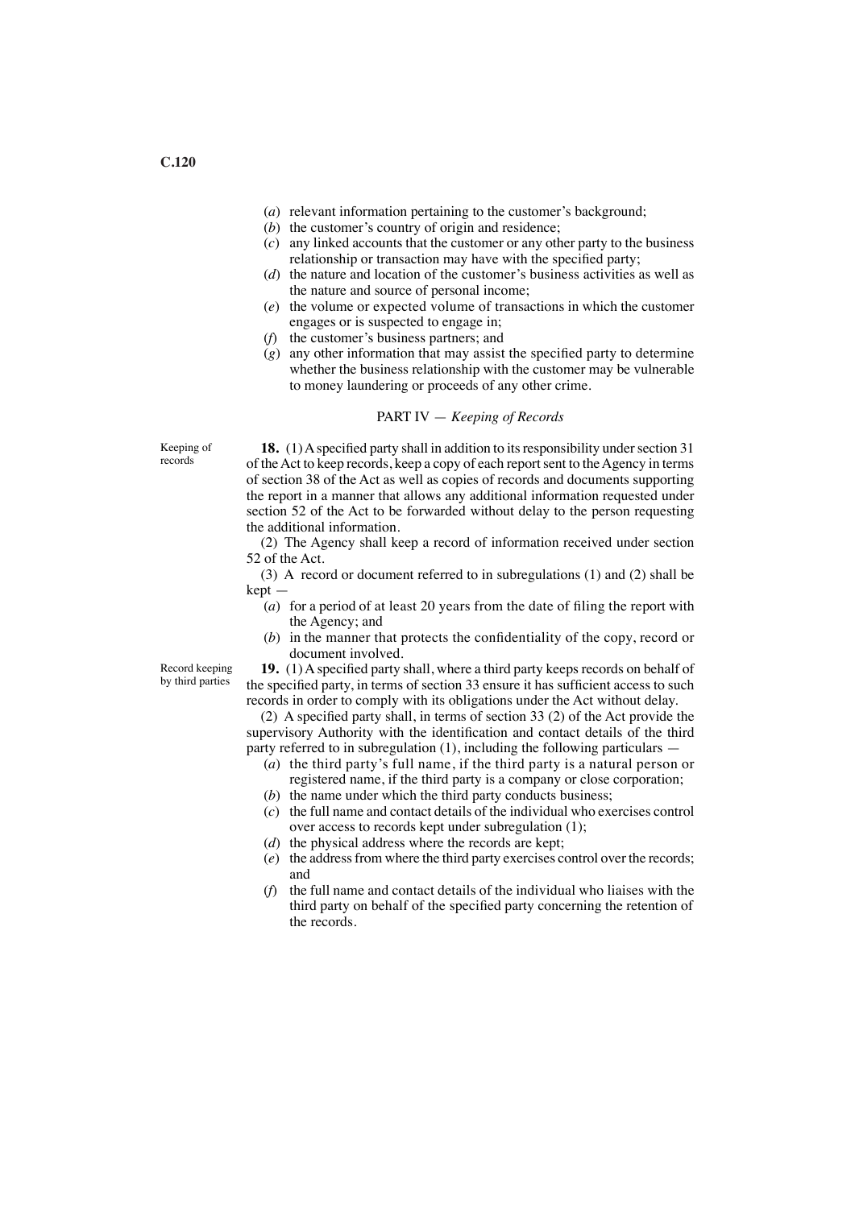(*a*) relevant information pertaining to the customer's background;

(*b*) the customer's country of origin and residence;

(*c*) any linked accounts that the customer or any other party to the business relationship or transaction may have with the specified party;

(*d*) the nature and location of the customer's business activities as well as the nature and source of personal income;

(*e*) the volume or expected volume of transactions in which the customer engages or is suspected to engage in;

(*f*) the customer's business partners; and

(*g*) any other information that may assist the specified party to determine whether the business relationship with the customer may be vulnerable to money laundering or proceeds of any other crime.

## PART IV — *Keeping of Records*

Keeping of records

**18.** (1) A specified party shall in addition to its responsibility under section 31 of the Act to keep records, keep a copy of each report sent to the Agency in terms of section 38 of the Act as well as copies of records and documents supporting the report in a manner that allows any additional information requested under section 52 of the Act to be forwarded without delay to the person requesting the additional information.

(2) The Agency shall keep a record of information received under section 52 of the Act.

(3) A record or document referred to in subregulations (1) and (2) shall be kept —

(*a*) for a period of at least 20 years from the date of filing the report with the Agency; and

(*b*) in the manner that protects the confidentiality of the copy, record or document involved.

Record keeping by third parties

**19.** (1) A specified party shall, where a third party keeps records on behalf of the specified party, in terms of section 33 ensure it has sufficient access to such records in order to comply with its obligations under the Act without delay.

(2) A specified party shall, in terms of section 33 (2) of the Act provide the supervisory Authority with the identification and contact details of the third party referred to in subregulation (1), including the following particulars —

(*a*) the third party's full name, if the third party is a natural person or registered name, if the third party is a company or close corporation;

(*b*) the name under which the third party conducts business;

(*c*) the full name and contact details of the individual who exercises control over access to records kept under subregulation (1);

(*d*) the physical address where the records are kept;

(*e*) the address from where the third party exercises control over the records; and

(*f*) the full name and contact details of the individual who liaises with the third party on behalf of the specified party concerning the retention of the records.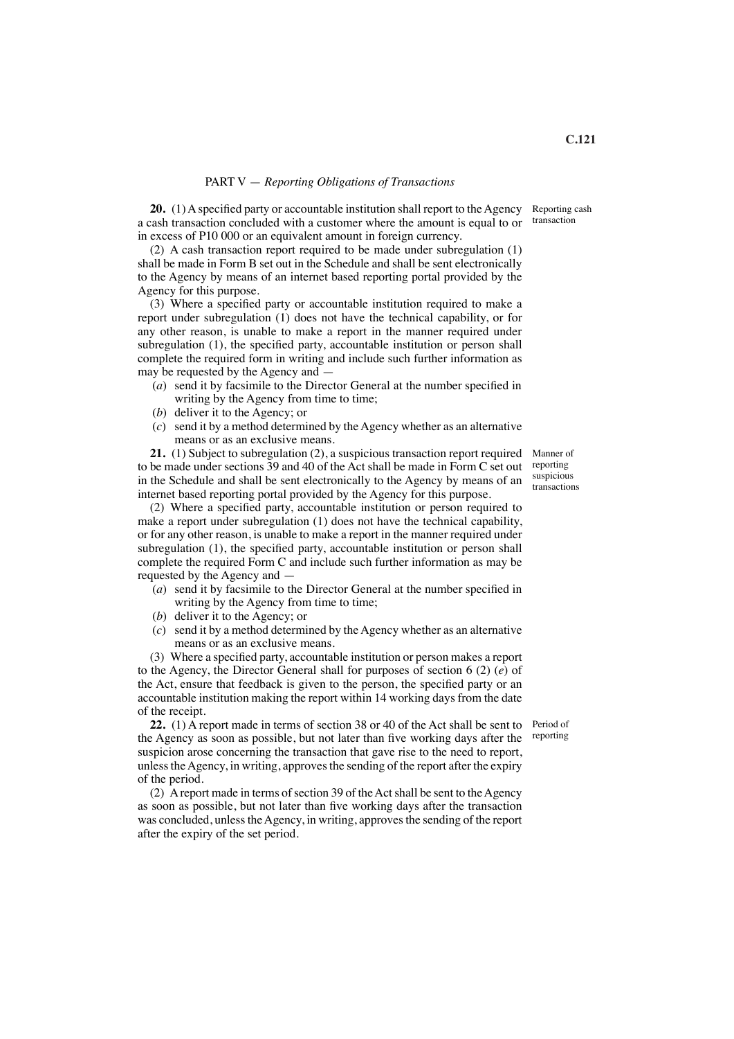## PART V — *Reporting Obligations of Transactions*

**20.** (1) A specified party or accountable institution shall report to the Agency a cash transaction concluded with a customer where the amount is equal to or in excess of P10 000 or an equivalent amount in foreign currency.

Reporting cash transaction

(2) A cash transaction report required to be made under subregulation (1) shall be made in Form B set out in the Schedule and shall be sent electronically to the Agency by means of an internet based reporting portal provided by the Agency for this purpose.

(3) Where a specified party or accountable institution required to make a report under subregulation (1) does not have the technical capability, or for any other reason, is unable to make a report in the manner required under subregulation (1), the specified party, accountable institution or person shall complete the required form in writing and include such further information as may be requested by the Agency and —

(*a*) send it by facsimile to the Director General at the number specified in writing by the Agency from time to time;

(*b*) deliver it to the Agency; or

(*c*) send it by a method determined by the Agency whether as an alternative means or as an exclusive means.

**21.** (1) Subject to subregulation (2), a suspicious transaction report required to be made under sections 39 and 40 of the Act shall be made in Form C set out in the Schedule and shall be sent electronically to the Agency by means of an internet based reporting portal provided by the Agency for this purpose.

Manner of reporting suspicious transactions

(2) Where a specified party, accountable institution or person required to make a report under subregulation (1) does not have the technical capability, or for any other reason, is unable to make a report in the manner required under subregulation (1), the specified party, accountable institution or person shall complete the required Form C and include such further information as may be requested by the Agency and —

(*a*) send it by facsimile to the Director General at the number specified in writing by the Agency from time to time;

(*b*) deliver it to the Agency; or

(*c*) send it by a method determined by the Agency whether as an alternative means or as an exclusive means.

(3) Where a specified party, accountable institution or person makes a report to the Agency, the Director General shall for purposes of section 6 (2) (*e*) of the Act, ensure that feedback is given to the person, the specified party or an accountable institution making the report within 14 working days from the date of the receipt.

**22.** (1) A report made in terms of section 38 or 40 of the Act shall be sent to the Agency as soon as possible, but not later than five working days after the suspicion arose concerning the transaction that gave rise to the need to report, unless the Agency, in writing, approves the sending of the report after the expiry of the period.

Period of reporting

(2) A report made in terms of section 39 of the Act shall be sent to the Agency as soon as possible, but not later than five working days after the transaction was concluded, unless the Agency, in writing, approves the sending of the report after the expiry of the set period.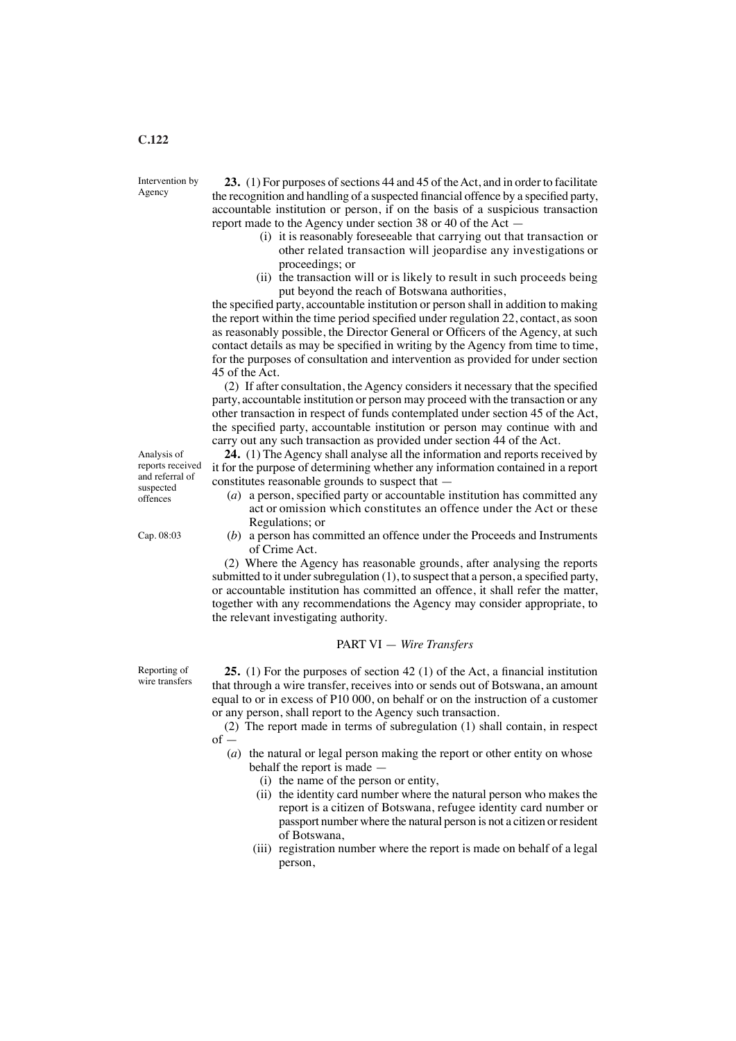**Intervention by Agency**

**23.** (1) For purposes of sections 44 and 45 of the Act, and in order to facilitate the recognition and handling of a suspected financial offence by a specified party, accountable institution or person, if on the basis of a suspicious transaction report made to the Agency under section 38 or 40 of the Act —

(i) it is reasonably foreseeable that carrying out that transaction or other related transaction will jeopardise any investigations or proceedings; or

(ii) the transaction will or is likely to result in such proceeds being put beyond the reach of Botswana authorities,

the specified party, accountable institution or person shall in addition to making the report within the time period specified under regulation 22, contact, as soon as reasonably possible, the Director General or Officers of the Agency, at such contact details as may be specified in writing by the Agency from time to time, for the purposes of consultation and intervention as provided for under section 45 of the Act.

(2) If after consultation, the Agency considers it necessary that the specified party, accountable institution or person may proceed with the transaction or any other transaction in respect of funds contemplated under section 45 of the Act, the specified party, accountable institution or person may continue with and carry out any such transaction as provided under section 44 of the Act.

**Analysis of reports received and referral of suspected offences**

**24.** (1) The Agency shall analyse all the information and reports received by it for the purpose of determining whether any information contained in a report constitutes reasonable grounds to suspect that —

(*a*) a person, specified party or accountable institution has committed any act or omission which constitutes an offence under the Act or these Regulations; or

(*b*) a person has committed an offence under the Proceeds and Instruments of Crime Act. (Cap. 08:03)

(2) Where the Agency has reasonable grounds, after analysing the reports submitted to it under subregulation (1), to suspect that a person, a specified party, or accountable institution has committed an offence, it shall refer the matter, together with any recommendations the Agency may consider appropriate, to the relevant investigating authority.

## PART VI — *Wire Transfers*

**Reporting of wire transfers**

**25.** (1) For the purposes of section 42 (1) of the Act, a financial institution that through a wire transfer, receives into or sends out of Botswana, an amount equal to or in excess of P10 000, on behalf or on the instruction of a customer or any person, shall report to the Agency such transaction.

(2) The report made in terms of subregulation (1) shall contain, in respect of —

(*a*) the natural or legal person making the report or other entity on whose behalf the report is made —

(i) the name of the person or entity,

(ii) the identity card number where the natural person who makes the report is a citizen of Botswana, refugee identity card number or passport number where the natural person is not a citizen or resident of Botswana,

(iii) registration number where the report is made on behalf of a legal person,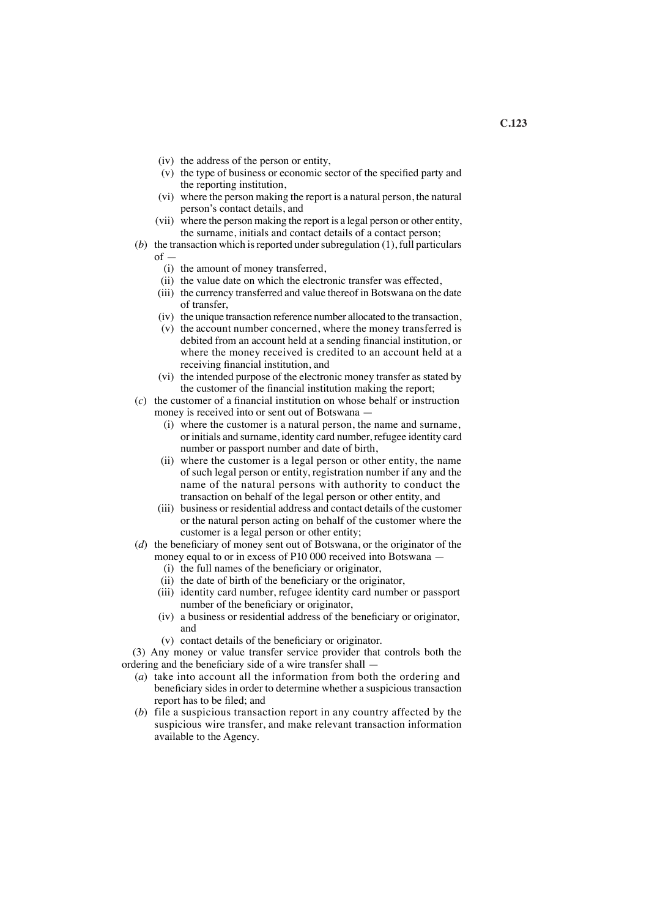(iv) the address of the person or entity,

(v) the type of business or economic sector of the specified party and the reporting institution,

(vi) where the person making the report is a natural person, the natural person's contact details, and

(vii) where the person making the report is a legal person or other entity, the surname, initials and contact details of a contact person;

(*b*) the transaction which is reported under subregulation (1), full particulars of —

(i) the amount of money transferred,

(ii) the value date on which the electronic transfer was effected,

(iii) the currency transferred and value thereof in Botswana on the date of transfer,

(iv) the unique transaction reference number allocated to the transaction,

(v) the account number concerned, where the money transferred is debited from an account held at a sending financial institution, or where the money received is credited to an account held at a receiving financial institution, and

(vi) the intended purpose of the electronic money transfer as stated by the customer of the financial institution making the report;

(*c*) the customer of a financial institution on whose behalf or instruction money is received into or sent out of Botswana —

(i) where the customer is a natural person, the name and surname, or initials and surname, identity card number, refugee identity card number or passport number and date of birth,

(ii) where the customer is a legal person or other entity, the name of such legal person or entity, registration number if any and the name of the natural persons with authority to conduct the transaction on behalf of the legal person or other entity, and

(iii) business or residential address and contact details of the customer or the natural person acting on behalf of the customer where the customer is a legal person or other entity;

(*d*) the beneficiary of money sent out of Botswana, or the originator of the money equal to or in excess of P10 000 received into Botswana —

(i) the full names of the beneficiary or originator,

(ii) the date of birth of the beneficiary or the originator,

(iii) identity card number, refugee identity card number or passport number of the beneficiary or originator,

(iv) a business or residential address of the beneficiary or originator, and

(v) contact details of the beneficiary or originator.

(3) Any money or value transfer service provider that controls both the ordering and the beneficiary side of a wire transfer shall —

(*a*) take into account all the information from both the ordering and beneficiary sides in order to determine whether a suspicious transaction report has to be filed; and

(*b*) file a suspicious transaction report in any country affected by the suspicious wire transfer, and make relevant transaction information available to the Agency.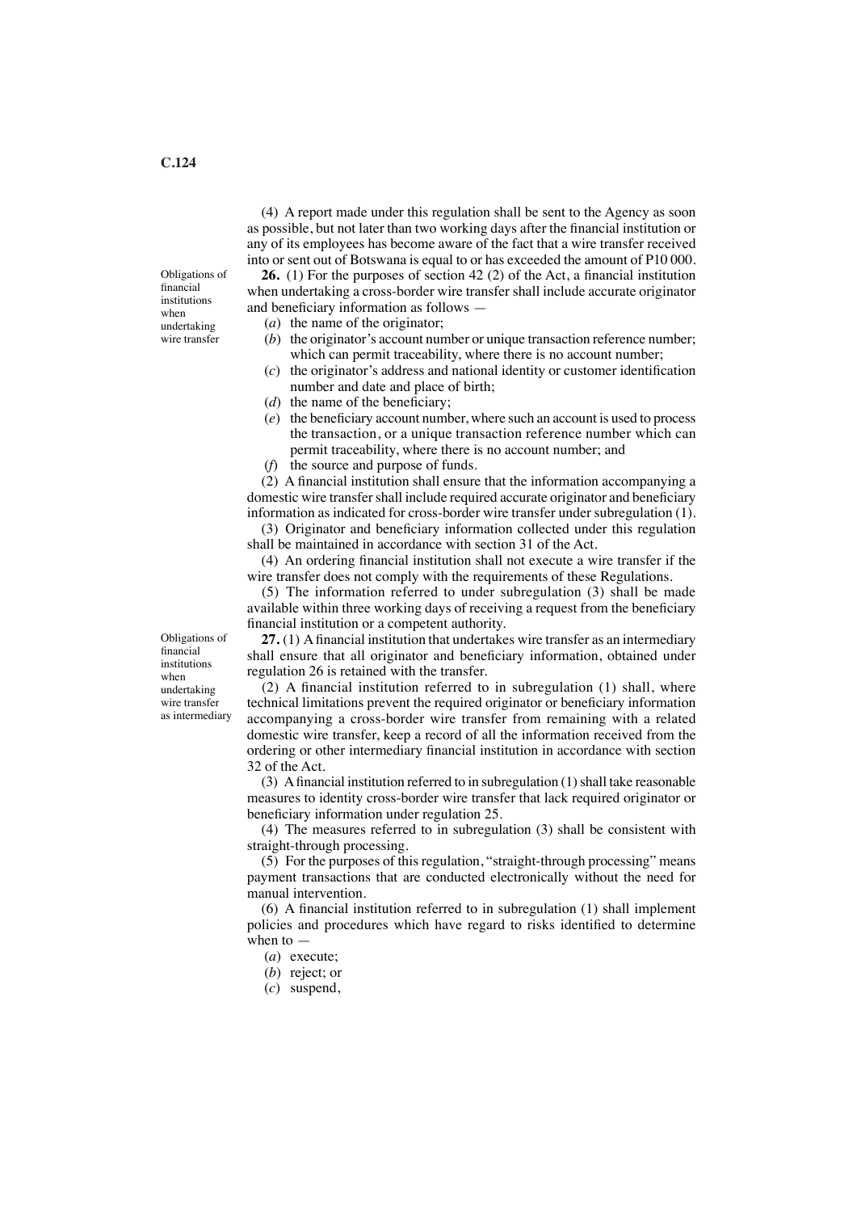(4) A report made under this regulation shall be sent to the Agency as soon as possible, but not later than two working days after the financial institution or any of its employees has become aware of the fact that a wire transfer received into or sent out of Botswana is equal to or has exceeded the amount of P10 000.

*Obligations of financial institutions when undertaking wire transfer*

**26.** (1) For the purposes of section 42 (2) of the Act, a financial institution when undertaking a cross-border wire transfer shall include accurate originator and beneficiary information as follows —

(*a*) the name of the originator;

(*b*) the originator's account number or unique transaction reference number; which can permit traceability, where there is no account number;

(*c*) the originator's address and national identity or customer identification number and date and place of birth;

(*d*) the name of the beneficiary;

(*e*) the beneficiary account number, where such an account is used to process the transaction, or a unique transaction reference number which can permit traceability, where there is no account number; and

(*f*) the source and purpose of funds.

(2) A financial institution shall ensure that the information accompanying a domestic wire transfer shall include required accurate originator and beneficiary information as indicated for cross-border wire transfer under subregulation (1).

(3) Originator and beneficiary information collected under this regulation shall be maintained in accordance with section 31 of the Act.

(4) An ordering financial institution shall not execute a wire transfer if the wire transfer does not comply with the requirements of these Regulations.

(5) The information referred to under subregulation (3) shall be made available within three working days of receiving a request from the beneficiary financial institution or a competent authority.

*Obligations of financial institutions when undertaking wire transfer as intermediary*

**27.** (1) A financial institution that undertakes wire transfer as an intermediary shall ensure that all originator and beneficiary information, obtained under regulation 26 is retained with the transfer.

(2) A financial institution referred to in subregulation (1) shall, where technical limitations prevent the required originator or beneficiary information accompanying a cross-border wire transfer from remaining with a related domestic wire transfer, keep a record of all the information received from the ordering or other intermediary financial institution in accordance with section 32 of the Act.

(3) A financial institution referred to in subregulation (1) shall take reasonable measures to identity cross-border wire transfer that lack required originator or beneficiary information under regulation 25.

(4) The measures referred to in subregulation (3) shall be consistent with straight-through processing.

(5) For the purposes of this regulation, "straight-through processing" means payment transactions that are conducted electronically without the need for manual intervention.

(6) A financial institution referred to in subregulation (1) shall implement policies and procedures which have regard to risks identified to determine when to —

(*a*) execute;

(*b*) reject; or

(*c*) suspend,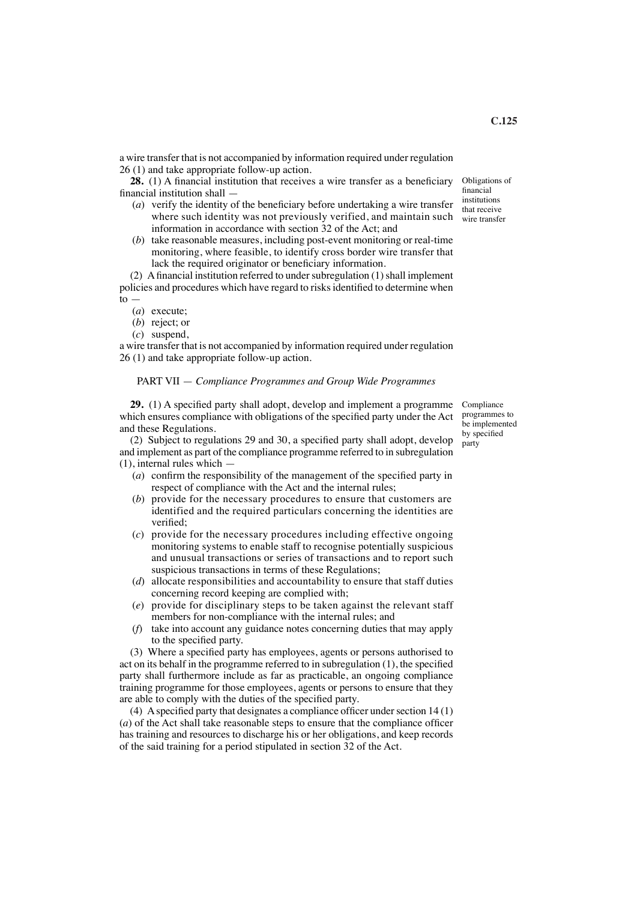a wire transfer that is not accompanied by information required under regulation 26 (1) and take appropriate follow-up action.

Obligations of financial institutions that receive wire transfer

**28.** (1) A financial institution that receives a wire transfer as a beneficiary financial institution shall —

(*a*) verify the identity of the beneficiary before undertaking a wire transfer where such identity was not previously verified, and maintain such information in accordance with section 32 of the Act; and

(*b*) take reasonable measures, including post-event monitoring or real-time monitoring, where feasible, to identify cross border wire transfer that lack the required originator or beneficiary information.

(2) A financial institution referred to under subregulation (1) shall implement policies and procedures which have regard to risks identified to determine when to —

(*a*) execute;

(*b*) reject; or

(*c*) suspend,

a wire transfer that is not accompanied by information required under regulation 26 (1) and take appropriate follow-up action.

PART VII — *Compliance Programmes and Group Wide Programmes*

Compliance programmes to be implemented by specified party

**29.** (1) A specified party shall adopt, develop and implement a programme which ensures compliance with obligations of the specified party under the Act and these Regulations.

(2) Subject to regulations 29 and 30, a specified party shall adopt, develop and implement as part of the compliance programme referred to in subregulation (1), internal rules which —

(*a*) confirm the responsibility of the management of the specified party in respect of compliance with the Act and the internal rules;

(*b*) provide for the necessary procedures to ensure that customers are identified and the required particulars concerning the identities are verified;

(*c*) provide for the necessary procedures including effective ongoing monitoring systems to enable staff to recognise potentially suspicious and unusual transactions or series of transactions and to report such suspicious transactions in terms of these Regulations;

(*d*) allocate responsibilities and accountability to ensure that staff duties concerning record keeping are complied with;

(*e*) provide for disciplinary steps to be taken against the relevant staff members for non-compliance with the internal rules; and

(*f*) take into account any guidance notes concerning duties that may apply to the specified party.

(3) Where a specified party has employees, agents or persons authorised to act on its behalf in the programme referred to in subregulation (1), the specified party shall furthermore include as far as practicable, an ongoing compliance training programme for those employees, agents or persons to ensure that they are able to comply with the duties of the specified party.

(4) A specified party that designates a compliance officer under section 14 (1) (*a*) of the Act shall take reasonable steps to ensure that the compliance officer has training and resources to discharge his or her obligations, and keep records of the said training for a period stipulated in section 32 of the Act.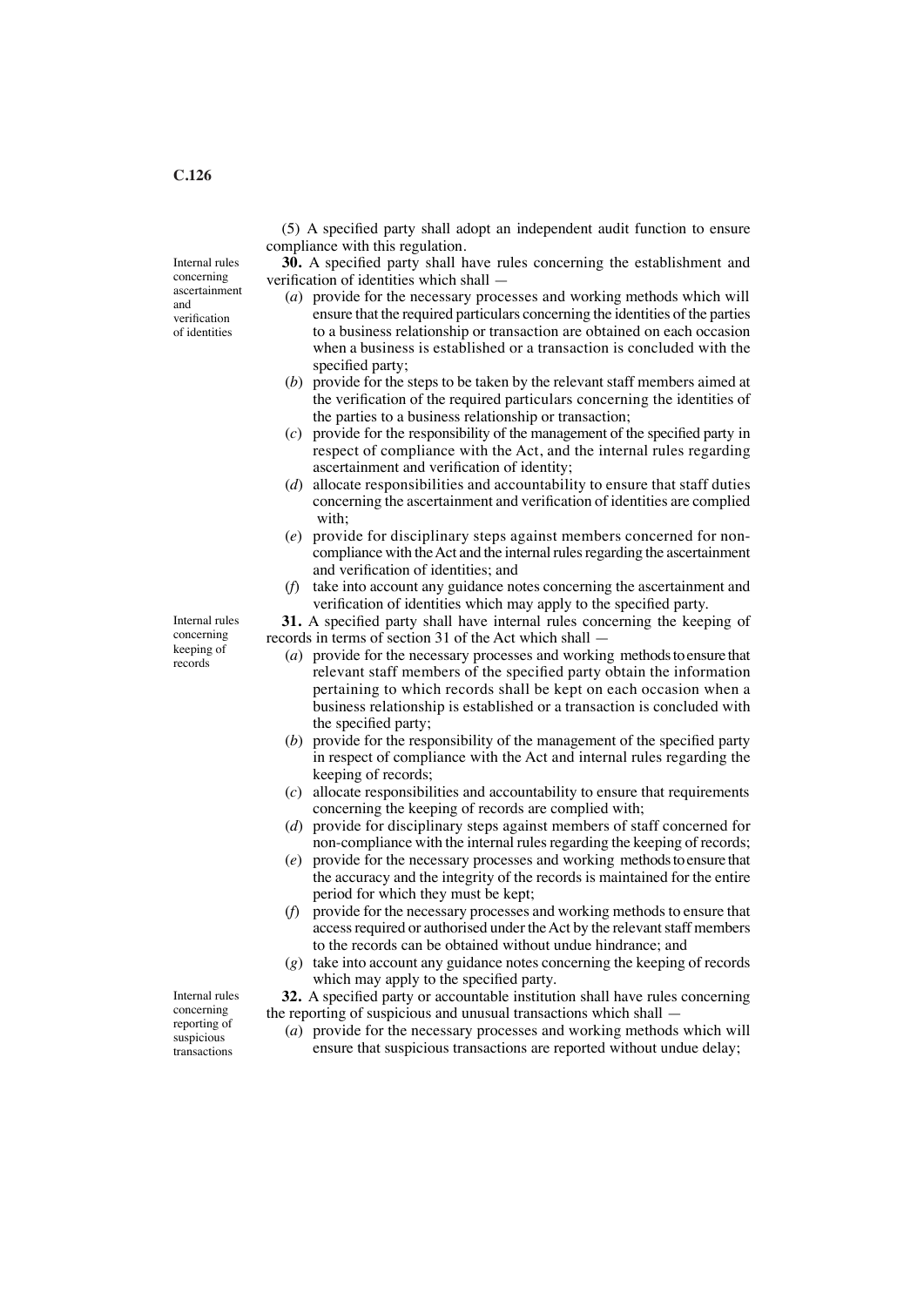(5) A specified party shall adopt an independent audit function to ensure compliance with this regulation.

Internal rules concerning ascertainment and verification of identities

**30.** A specified party shall have rules concerning the establishment and verification of identities which shall —

(*a*) provide for the necessary processes and working methods which will ensure that the required particulars concerning the identities of the parties to a business relationship or transaction are obtained on each occasion when a business is established or a transaction is concluded with the specified party;

(*b*) provide for the steps to be taken by the relevant staff members aimed at the verification of the required particulars concerning the identities of the parties to a business relationship or transaction;

(*c*) provide for the responsibility of the management of the specified party in respect of compliance with the Act, and the internal rules regarding ascertainment and verification of identity;

(*d*) allocate responsibilities and accountability to ensure that staff duties concerning the ascertainment and verification of identities are complied with;

(*e*) provide for disciplinary steps against members concerned for non-compliance with the Act and the internal rules regarding the ascertainment and verification of identities; and

(*f*) take into account any guidance notes concerning the ascertainment and verification of identities which may apply to the specified party.

Internal rules concerning keeping of records

**31.** A specified party shall have internal rules concerning the keeping of records in terms of section 31 of the Act which shall —

(*a*) provide for the necessary processes and working methods to ensure that relevant staff members of the specified party obtain the information pertaining to which records shall be kept on each occasion when a business relationship is established or a transaction is concluded with the specified party;

(*b*) provide for the responsibility of the management of the specified party in respect of compliance with the Act and internal rules regarding the keeping of records;

(*c*) allocate responsibilities and accountability to ensure that requirements concerning the keeping of records are complied with;

(*d*) provide for disciplinary steps against members of staff concerned for non-compliance with the internal rules regarding the keeping of records;

(*e*) provide for the necessary processes and working methods to ensure that the accuracy and the integrity of the records is maintained for the entire period for which they must be kept;

(*f*) provide for the necessary processes and working methods to ensure that access required or authorised under the Act by the relevant staff members to the records can be obtained without undue hindrance; and

(*g*) take into account any guidance notes concerning the keeping of records which may apply to the specified party.

Internal rules concerning reporting of suspicious transactions

**32.** A specified party or accountable institution shall have rules concerning the reporting of suspicious and unusual transactions which shall —

(*a*) provide for the necessary processes and working methods which will ensure that suspicious transactions are reported without undue delay;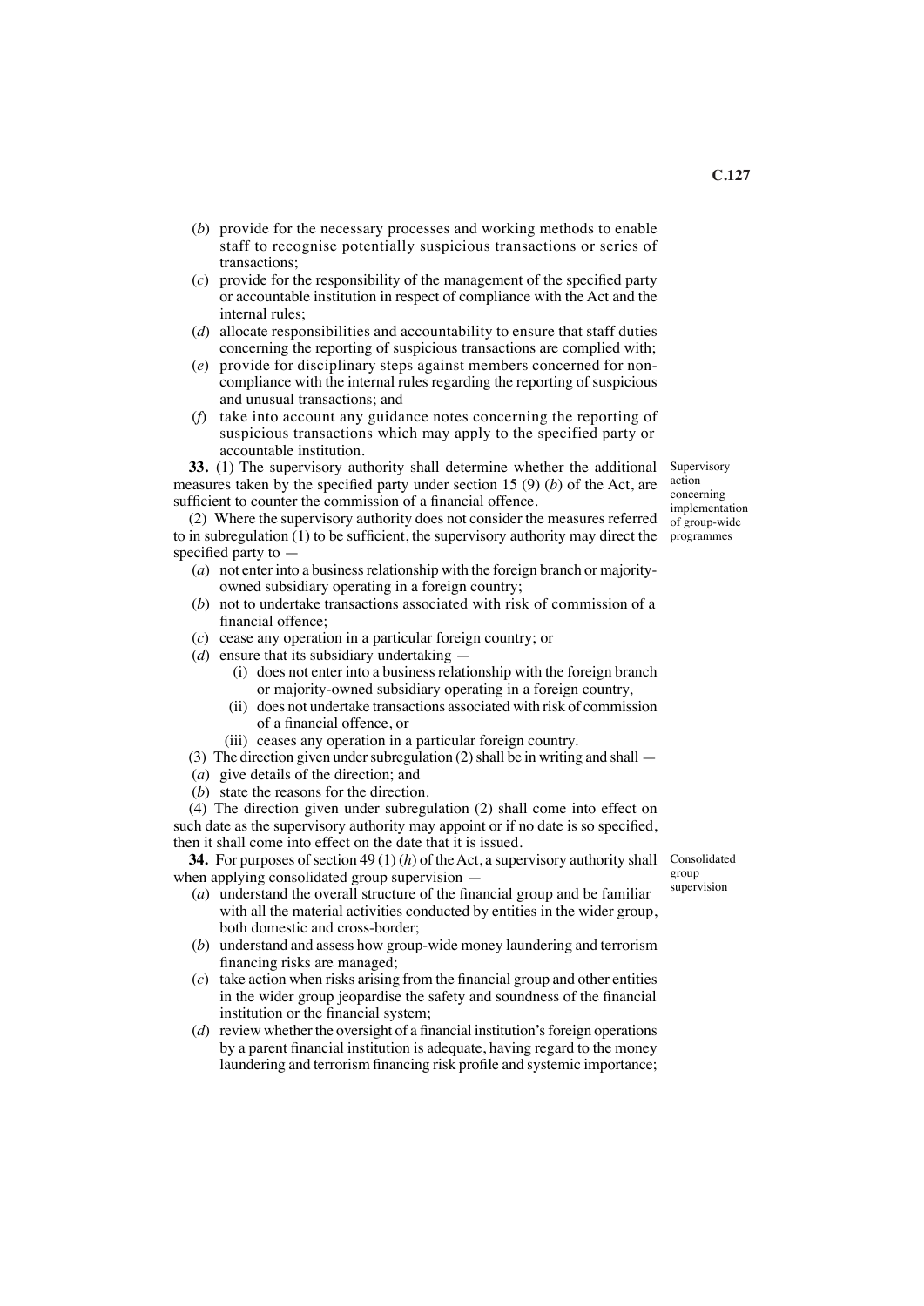(*b*) provide for the necessary processes and working methods to enable staff to recognise potentially suspicious transactions or series of transactions;

(*c*) provide for the responsibility of the management of the specified party or accountable institution in respect of compliance with the Act and the internal rules;

(*d*) allocate responsibilities and accountability to ensure that staff duties concerning the reporting of suspicious transactions are complied with;

(*e*) provide for disciplinary steps against members concerned for non-compliance with the internal rules regarding the reporting of suspicious and unusual transactions; and

(*f*) take into account any guidance notes concerning the reporting of suspicious transactions which may apply to the specified party or accountable institution.

Supervisory action concerning implementation of group-wide programmes

**33.** (1) The supervisory authority shall determine whether the additional measures taken by the specified party under section 15 (9) (*b*) of the Act, are sufficient to counter the commission of a financial offence.

(2) Where the supervisory authority does not consider the measures referred to in subregulation (1) to be sufficient, the supervisory authority may direct the specified party to —

(*a*) not enter into a business relationship with the foreign branch or majority-owned subsidiary operating in a foreign country;

(*b*) not to undertake transactions associated with risk of commission of a financial offence;

(*c*) cease any operation in a particular foreign country; or

(*d*) ensure that its subsidiary undertaking —

(i) does not enter into a business relationship with the foreign branch or majority-owned subsidiary operating in a foreign country,

(ii) does not undertake transactions associated with risk of commission of a financial offence, or

(iii) ceases any operation in a particular foreign country.

(3) The direction given under subregulation (2) shall be in writing and shall —

(*a*) give details of the direction; and

(*b*) state the reasons for the direction.

(4) The direction given under subregulation (2) shall come into effect on such date as the supervisory authority may appoint or if no date is so specified, then it shall come into effect on the date that it is issued.

Consolidated group supervision

**34.** For purposes of section 49 (1) (*h*) of the Act, a supervisory authority shall when applying consolidated group supervision —

(*a*) understand the overall structure of the financial group and be familiar with all the material activities conducted by entities in the wider group, both domestic and cross-border;

(*b*) understand and assess how group-wide money laundering and terrorism financing risks are managed;

(*c*) take action when risks arising from the financial group and other entities in the wider group jeopardise the safety and soundness of the financial institution or the financial system;

(*d*) review whether the oversight of a financial institution's foreign operations by a parent financial institution is adequate, having regard to the money laundering and terrorism financing risk profile and systemic importance;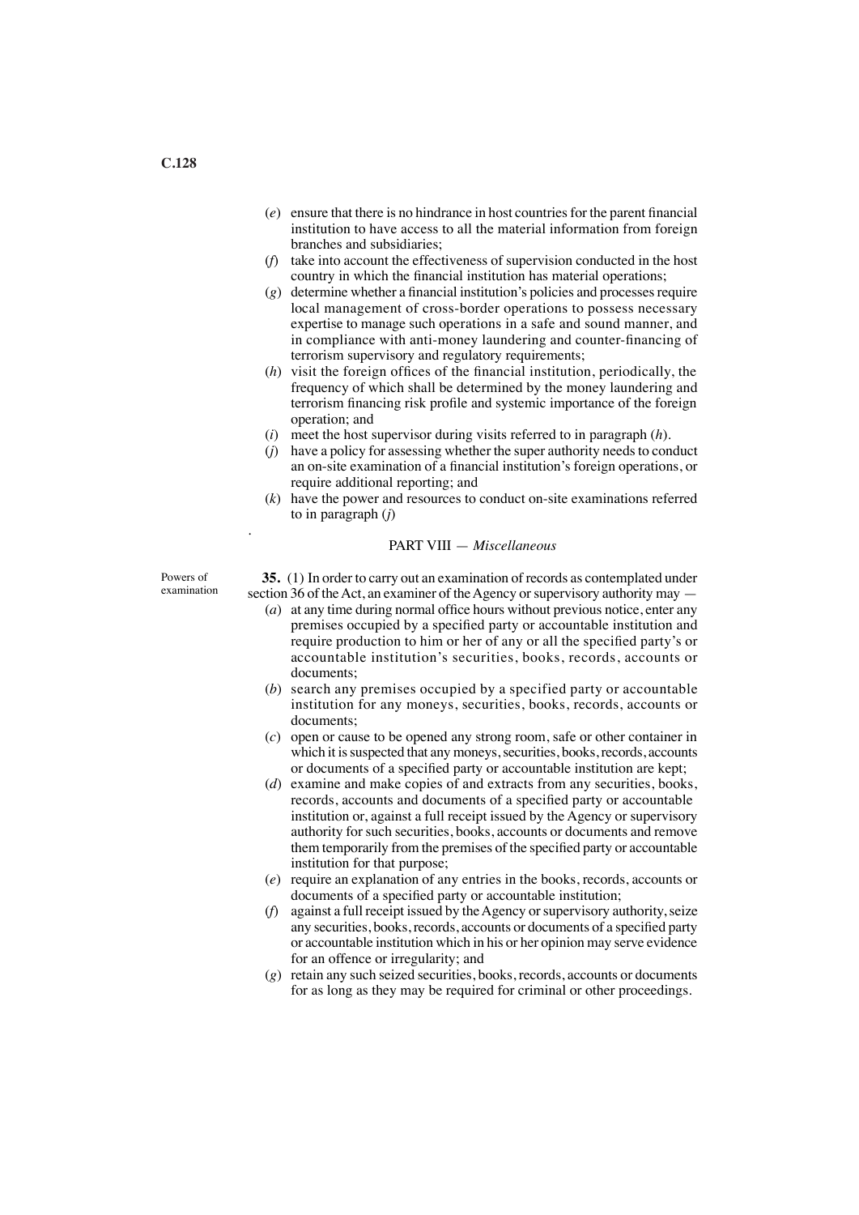(*e*) ensure that there is no hindrance in host countries for the parent financial institution to have access to all the material information from foreign branches and subsidiaries;

(*f*) take into account the effectiveness of supervision conducted in the host country in which the financial institution has material operations;

(*g*) determine whether a financial institution's policies and processes require local management of cross-border operations to possess necessary expertise to manage such operations in a safe and sound manner, and in compliance with anti-money laundering and counter-financing of terrorism supervisory and regulatory requirements;

(*h*) visit the foreign offices of the financial institution, periodically, the frequency of which shall be determined by the money laundering and terrorism financing risk profile and systemic importance of the foreign operation; and

(*i*) meet the host supervisor during visits referred to in paragraph (*h*).

(*j*) have a policy for assessing whether the super authority needs to conduct an on-site examination of a financial institution's foreign operations, or require additional reporting; and

(*k*) have the power and resources to conduct on-site examinations referred to in paragraph (*j*)

.

## PART VIII — *Miscellaneous*

Powers of examination

**35.** (1) In order to carry out an examination of records as contemplated under section 36 of the Act, an examiner of the Agency or supervisory authority may —

(*a*) at any time during normal office hours without previous notice, enter any premises occupied by a specified party or accountable institution and require production to him or her of any or all the specified party's or accountable institution's securities, books, records, accounts or documents;

(*b*) search any premises occupied by a specified party or accountable institution for any moneys, securities, books, records, accounts or documents;

(*c*) open or cause to be opened any strong room, safe or other container in which it is suspected that any moneys, securities, books, records, accounts or documents of a specified party or accountable institution are kept;

(*d*) examine and make copies of and extracts from any securities, books, records, accounts and documents of a specified party or accountable institution or, against a full receipt issued by the Agency or supervisory authority for such securities, books, accounts or documents and remove them temporarily from the premises of the specified party or accountable institution for that purpose;

(*e*) require an explanation of any entries in the books, records, accounts or documents of a specified party or accountable institution;

(*f*) against a full receipt issued by the Agency or supervisory authority, seize any securities, books, records, accounts or documents of a specified party or accountable institution which in his or her opinion may serve evidence for an offence or irregularity; and

(*g*) retain any such seized securities, books, records, accounts or documents for as long as they may be required for criminal or other proceedings.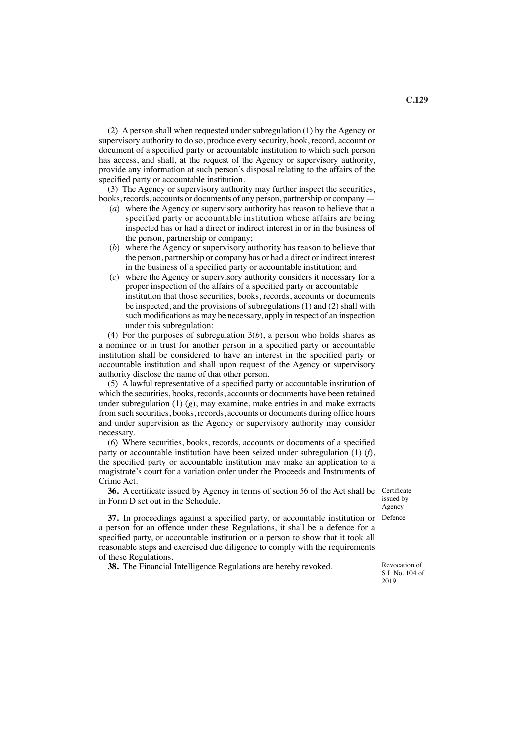(2) A person shall when requested under subregulation (1) by the Agency or supervisory authority to do so, produce every security, book, record, account or document of a specified party or accountable institution to which such person has access, and shall, at the request of the Agency or supervisory authority, provide any information at such person's disposal relating to the affairs of the specified party or accountable institution.

(3) The Agency or supervisory authority may further inspect the securities, books, records, accounts or documents of any person, partnership or company —

(*a*) where the Agency or supervisory authority has reason to believe that a specified party or accountable institution whose affairs are being inspected has or had a direct or indirect interest in or in the business of the person, partnership or company;

(*b*) where the Agency or supervisory authority has reason to believe that the person, partnership or company has or had a direct or indirect interest in the business of a specified party or accountable institution; and

(*c*) where the Agency or supervisory authority considers it necessary for a proper inspection of the affairs of a specified party or accountable institution that those securities, books, records, accounts or documents be inspected, and the provisions of subregulations (1) and (2) shall with such modifications as may be necessary, apply in respect of an inspection under this subregulation:

(4) For the purposes of subregulation 3(*b*), a person who holds shares as a nominee or in trust for another person in a specified party or accountable institution shall be considered to have an interest in the specified party or accountable institution and shall upon request of the Agency or supervisory authority disclose the name of that other person.

(5) A lawful representative of a specified party or accountable institution of which the securities, books, records, accounts or documents have been retained under subregulation (1) (*g*), may examine, make entries in and make extracts from such securities, books, records, accounts or documents during office hours and under supervision as the Agency or supervisory authority may consider necessary.

(6) Where securities, books, records, accounts or documents of a specified party or accountable institution have been seized under subregulation (1) (*f*), the specified party or accountable institution may make an application to a magistrate's court for a variation order under the Proceeds and Instruments of Crime Act.

Certificate issued by Agency

**36.** A certificate issued by Agency in terms of section 56 of the Act shall be in Form D set out in the Schedule.

Defence

**37.** In proceedings against a specified party, or accountable institution or a person for an offence under these Regulations, it shall be a defence for a specified party, or accountable institution or a person to show that it took all reasonable steps and exercised due diligence to comply with the requirements of these Regulations.

Revocation of S.I. No. 104 of 2019

**38.** The Financial Intelligence Regulations are hereby revoked.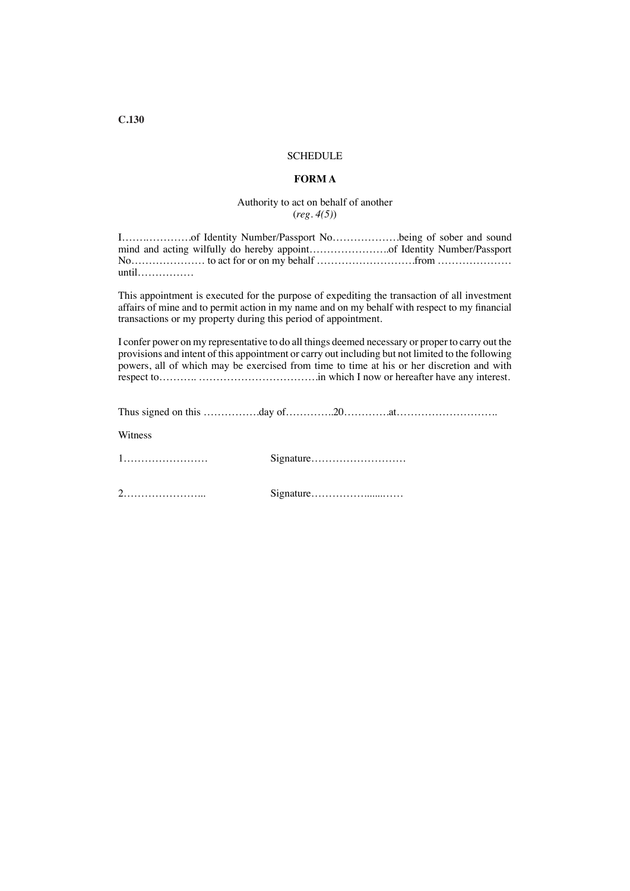**C.130**

SCHEDULE

**FORM A**

Authority to act on behalf of another
(*reg. 4(5)*)

I…….…………of Identity Number/Passport No………………being of sober and sound mind and acting wilfully do hereby appoint…………………..of Identity Number/Passport No………………… to act for or on my behalf ……………………….from ………………… until……………

This appointment is executed for the purpose of expediting the transaction of all investment affairs of mine and to permit action in my name and on my behalf with respect to my financial transactions or my property during this period of appointment.

I confer power on my representative to do all things deemed necessary or proper to carry out the provisions and intent of this appointment or carry out including but not limited to the following powers, all of which may be exercised from time to time at his or her discretion and with respect to………. …………………………….in which I now or hereafter have any interest.

Thus signed on this …………….day of…………..20………….at………………………..

Witness

1……………………     Signature………………………

2…………………..     Signature…………….......……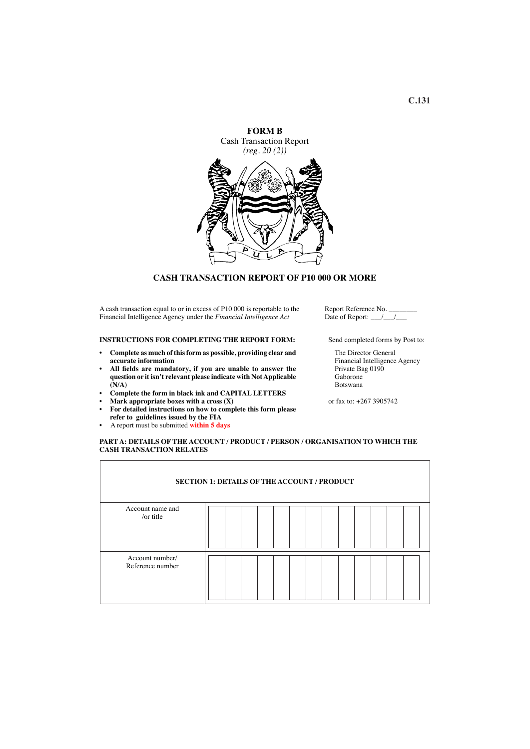C.131

**FORM B**

Cash Transaction Report

*(reg. 20 (2))*

## CASH TRANSACTION REPORT OF P10 000 OR MORE

A cash transaction equal to or in excess of P10 000 is reportable to the Financial Intelligence Agency under the *Financial Intelligence Act*

Report Reference No. ________

Date of Report: ___/___/___

**INSTRUCTIONS FOR COMPLETING THE REPORT FORM:**

- **Complete as much of this form as possible, providing clear and accurate information**
- **All fields are mandatory, if you are unable to answer the question or it isn't relevant please indicate with Not Applicable (N/A)**
- **Complete the form in black ink and CAPITAL LETTERS**
- **Mark appropriate boxes with a cross (X)**
- **For detailed instructions on how to complete this form please refer to guidelines issued by the FIA**
- A report must be submitted **within 5 days**

Send completed forms by Post to:

The Director General
Financial Intelligence Agency
Private Bag 0190
Gaborone
Botswana

or fax to: +267 3905742

**PART A: DETAILS OF THE ACCOUNT / PRODUCT / PERSON / ORGANISATION TO WHICH THE CASH TRANSACTION RELATES**

| SECTION 1: DETAILS OF THE ACCOUNT / PRODUCT | |
|---|---|
| Account name and /or title | |
| Account number/ Reference number | |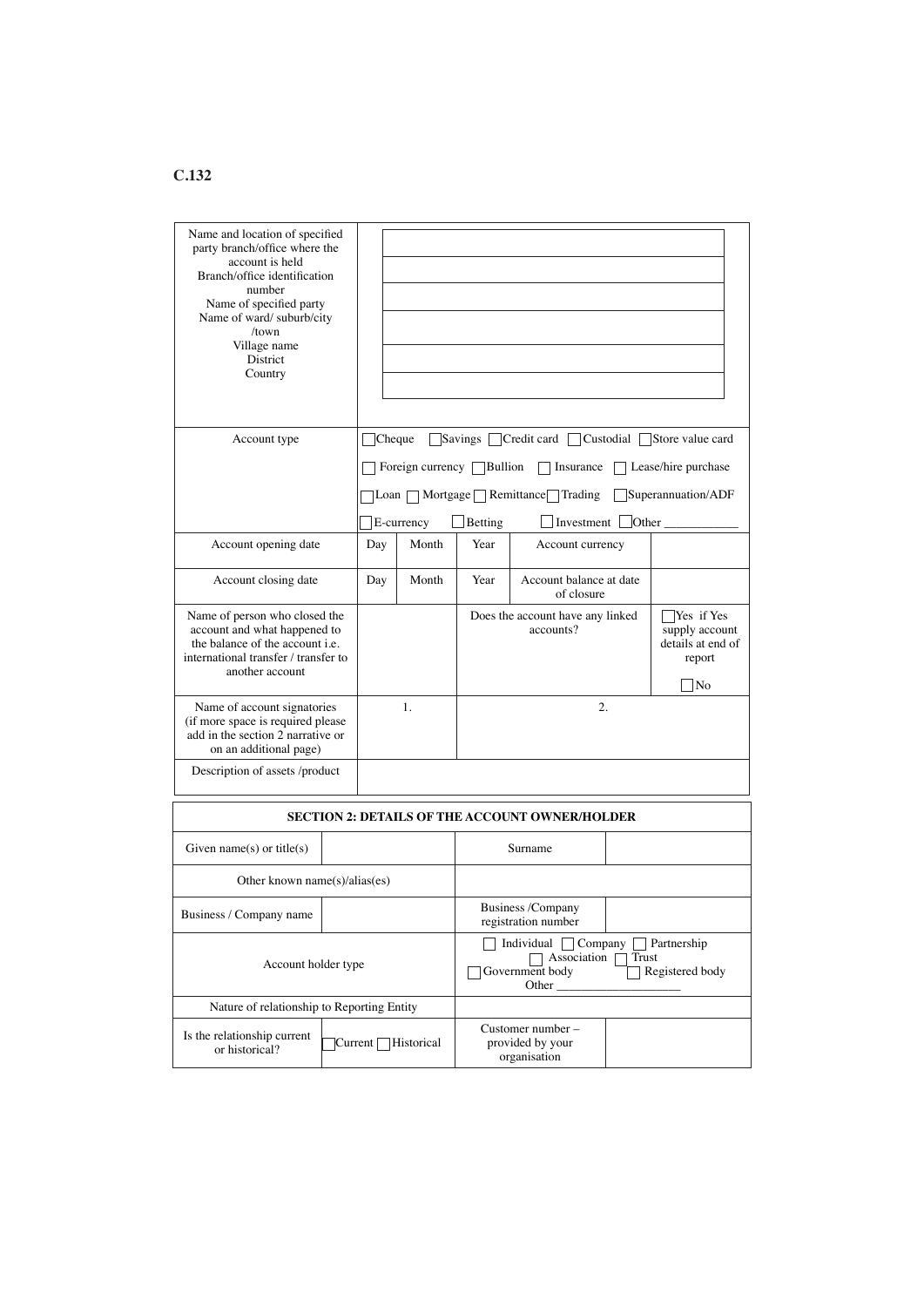**C.132**

| | | | | | |
|---|---|---|---|---|---|
| Name and location of specified party branch/office where the account is held<br>Branch/office identification number<br>Name of specified party<br>Name of ward/ suburb/city /town<br>Village name<br>District<br>Country | | | | | |
| Account type | ☐ Cheque ☐ Savings ☐ Credit card ☐ Custodial ☐ Store value card<br>☐ Foreign currency ☐ Bullion ☐ Insurance ☐ Lease/hire purchase<br>☐ Loan ☐ Mortgage ☐ Remittance ☐ Trading ☐ Superannuation/ADF<br>☐ E-currency ☐ Betting ☐ Investment ☐ Other ____________ | | | | |
| Account opening date | Day | Month | Year | Account currency | |
| Account closing date | Day | Month | Year | Account balance at date of closure | |
| Name of person who closed the account and what happened to the balance of the account i.e. international transfer / transfer to another account | | | Does the account have any linked accounts? | | ☐ Yes if Yes supply account details at end of report<br>☐ No |
| Name of account signatories (if more space is required please add in the section 2 narrative or on an additional page) | 1. | | 2. | | |
| Description of assets /product | | | | | |

| SECTION 2: DETAILS OF THE ACCOUNT OWNER/HOLDER | | | |
|---|---|---|---|
| Given name(s) or title(s) | | Surname | |
| Other known name(s)/alias(es) | | | |
| Business / Company name | | Business /Company registration number | |
| Account holder type | | ☐ Individual ☐ Company ☐ Partnership ☐ Association ☐ Trust ☐ Government body ☐ Registered body Other ___________________ | |
| Nature of relationship to Reporting Entity | | | |
| Is the relationship current or historical? | ☐ Current ☐ Historical | Customer number – provided by your organisation | |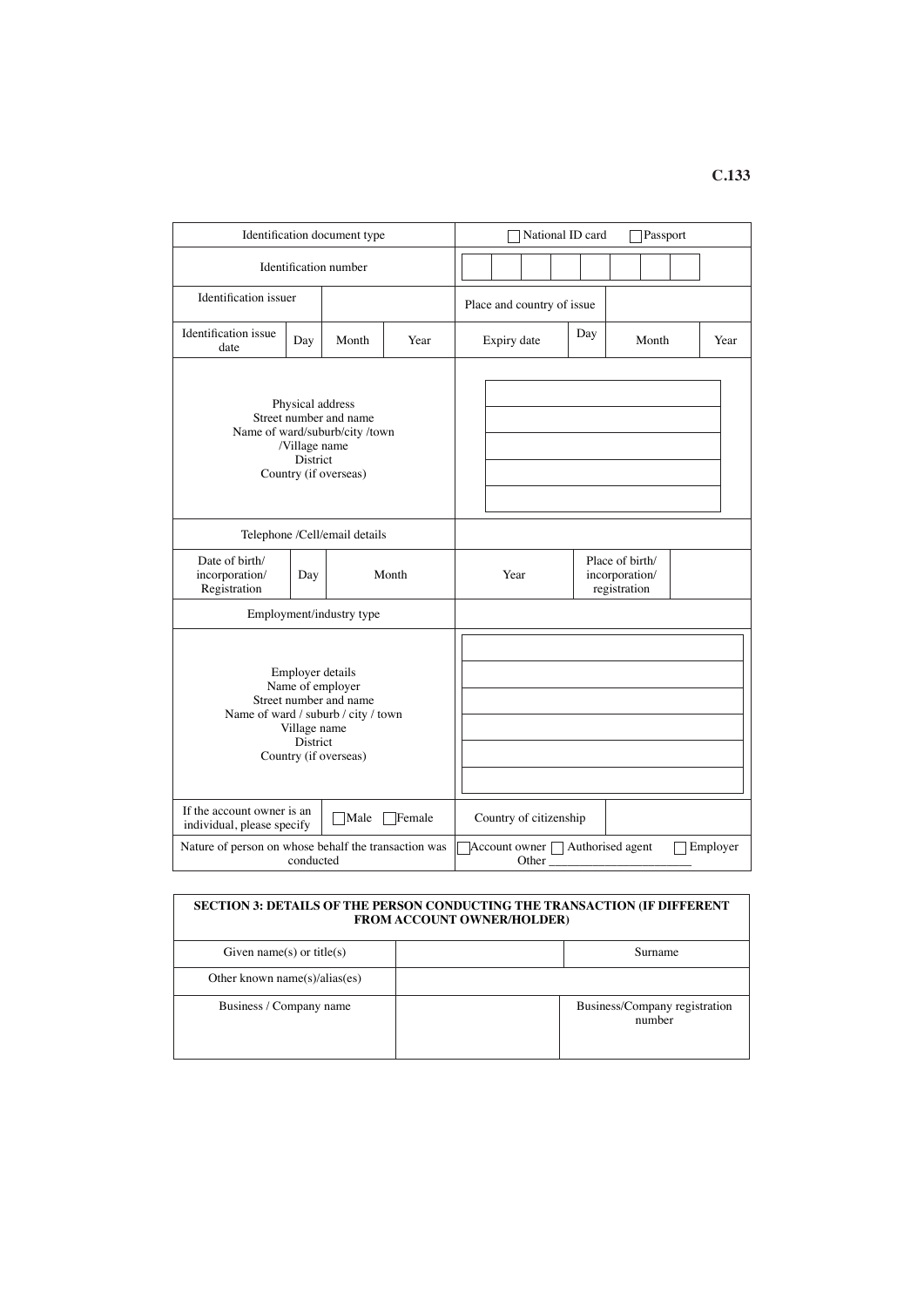C.133

| Identification document type | | | | ☐ National ID card ☐ Passport | | | |
|---|---|---|---|---|---|---|---|
| Identification number | | | | ☐☐☐☐☐☐☐☐☐ | | | |
| Identification issuer | | | | Place and country of issue | | | |
| Identification issue date | Day | Month | Year | Expiry date | Day | Month | Year |
| Physical address<br>Street number and name<br>Name of ward/suburb/city /town<br>/Village name<br>District<br>Country (if overseas) | | | | | | | |
| Telephone /Cell/email details | | | | | | | |
| Date of birth/ incorporation/ Registration | Day | Month | | Year | Place of birth/ incorporation/ registration | | |
| Employment/industry type | | | | | | | |
| Employer details<br>Name of employer<br>Street number and name<br>Name of ward / suburb / city / town<br>Village name<br>District<br>Country (if overseas) | | | | | | | |
| If the account owner is an individual, please specify | ☐Male ☐Female | | | Country of citizenship | | | |
| Nature of person on whose behalf the transaction was conducted | | | | ☐Account owner ☐ Authorised agent ☐ Employer<br>Other ________________________ | | | |

| SECTION 3: DETAILS OF THE PERSON CONDUCTING THE TRANSACTION (IF DIFFERENT FROM ACCOUNT OWNER/HOLDER) | | | |
|---|---|---|---|
| Given name(s) or title(s) | | Surname | |
| Other known name(s)/alias(es) | | | |
| Business / Company name | | Business/Company registration number | |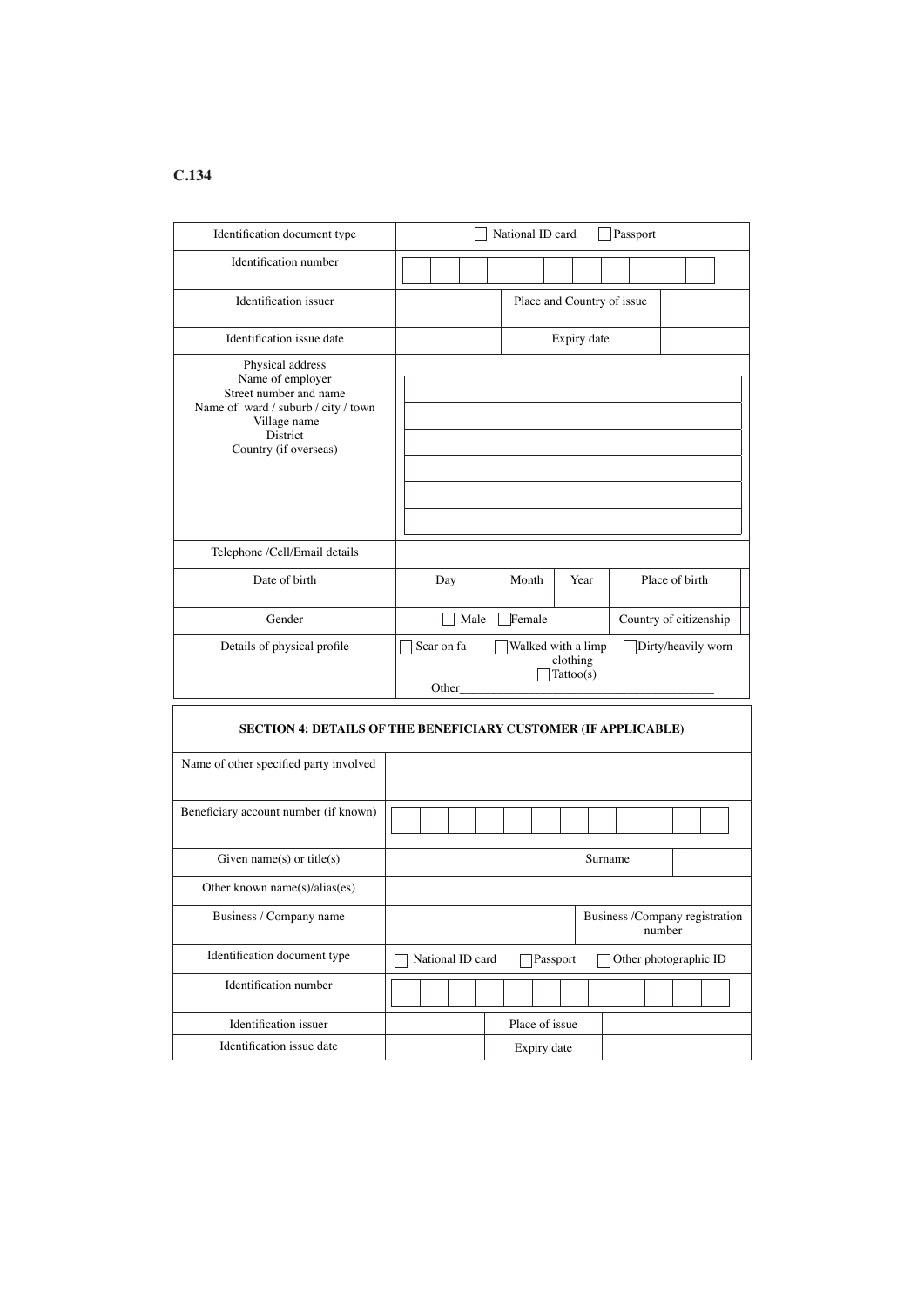C.134

| Identification document type | ☐ National ID card ☐ Passport | | |
|---|---|---|---|
| Identification number | | | |
| Identification issuer | | Place and Country of issue | |
| Identification issue date | | Expiry date | |
| Physical address<br>Name of employer<br>Street number and name<br>Name of ward / suburb / city / town<br>Village name<br>District<br>Country (if overseas) | | | |
| Telephone /Cell/Email details | | | |
| Date of birth | Day | Month | Year | Place of birth |
| Gender | ☐ Male ☐ Female | Country of citizenship | |
| Details of physical profile | ☐ Scar on fa ☐ Walked with a limp ☐ Dirty/heavily worn clothing ☐ Tattoo(s)<br>Other\_\_\_\_\_\_\_\_\_\_\_\_\_\_\_\_\_\_\_\_\_\_\_\_\_\_\_\_\_\_\_\_\_\_\_\_\_\_ | | |

**SECTION 4: DETAILS OF THE BENEFICIARY CUSTOMER (IF APPLICABLE)**

| Name of other specified party involved | | | |
|---|---|---|---|
| Beneficiary account number (if known) | | | |
| Given name(s) or title(s) | | Surname | |
| Other known name(s)/alias(es) | | | |
| Business / Company name | | Business /Company registration number | |
| Identification document type | ☐ National ID card ☐ Passport ☐ Other photographic ID | | |
| Identification number | | | |
| Identification issuer | | Place of issue | |
| Identification issue date | | Expiry date | |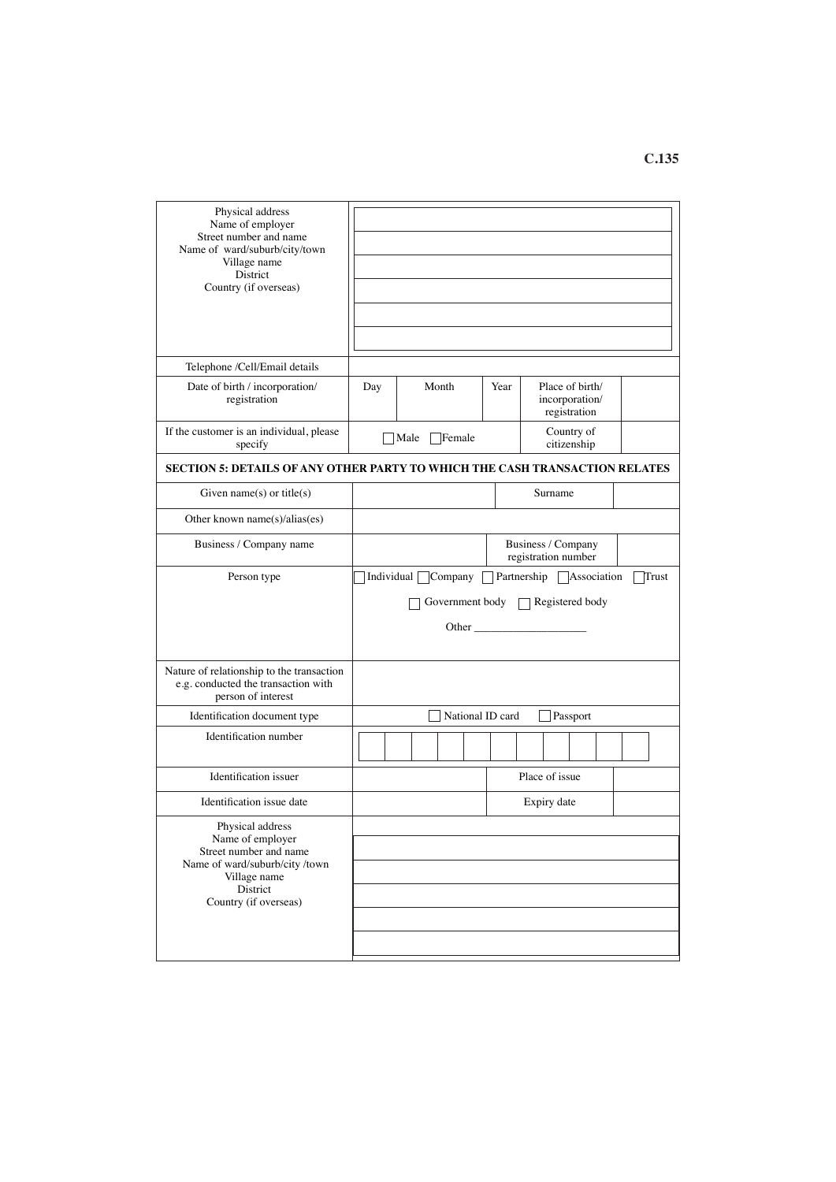C.135

| | | | | | |
|---|---|---|---|---|---|
| Physical address<br>Name of employer<br>Street number and name<br>Name of ward/suburb/city/town<br>Village name<br>District<br>Country (if overseas) | | | | | |
| Telephone /Cell/Email details | | | | | |
| Date of birth / incorporation/ registration | Day | Month | Year | Place of birth/ incorporation/ registration | |
| If the customer is an individual, please specify | ☐ Male ☐ Female | | | Country of citizenship | |

**SECTION 5: DETAILS OF ANY OTHER PARTY TO WHICH THE CASH TRANSACTION RELATES**

| | | | |
|---|---|---|---|
| Given name(s) or title(s) | | Surname | |
| Other known name(s)/alias(es) | | | |
| Business / Company name | | Business / Company registration number | |
| Person type | ☐ Individual ☐ Company ☐ Partnership ☐ Association ☐ Trust<br>☐ Government body ☐ Registered body<br>Other ___________________ | | |
| Nature of relationship to the transaction e.g. conducted the transaction with person of interest | | | |
| Identification document type | ☐ National ID card ☐ Passport | | |
| Identification number | ☐☐☐☐☐☐☐☐☐☐☐ | | |
| Identification issuer | | Place of issue | |
| Identification issue date | | Expiry date | |
| Physical address<br>Name of employer<br>Street number and name<br>Name of ward/suburb/city /town<br>Village name<br>District<br>Country (if overseas) | | | |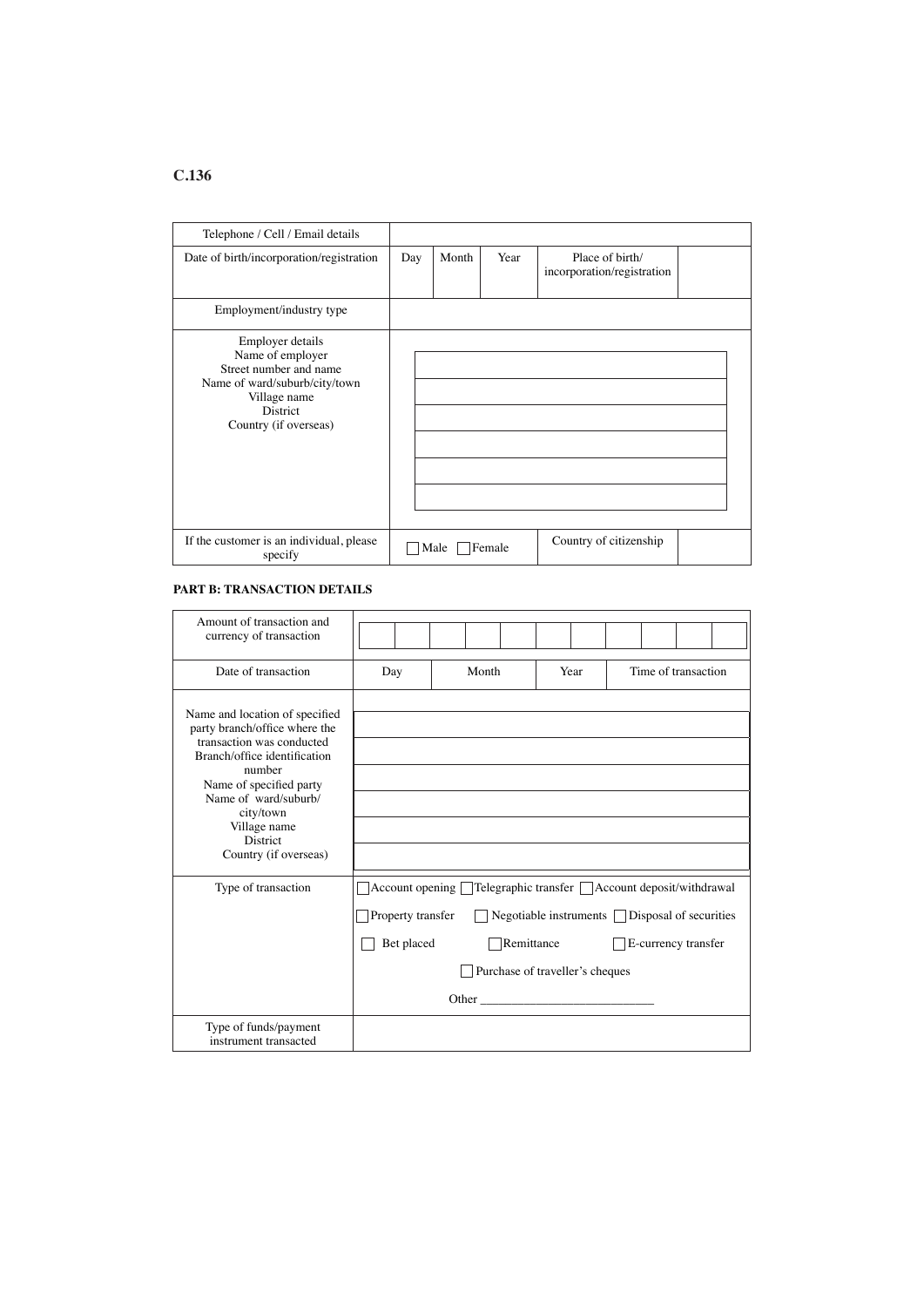C.136

| Telephone / Cell / Email details | | | | | |
|---|---|---|---|---|---|
| Date of birth/incorporation/registration | Day | Month | Year | Place of birth/ incorporation/registration | |
| Employment/industry type | | | | | |
| Employer details<br>Name of employer<br>Street number and name<br>Name of ward/suburb/city/town<br>Village name<br>District<br>Country (if overseas) | | | | | |
| If the customer is an individual, please specify | ☐ Male ☐ Female | | | Country of citizenship | |

**PART B: TRANSACTION DETAILS**

| Amount of transaction and currency of transaction | | | | |
|---|---|---|---|---|
| Date of transaction | Day | Month | Year | Time of transaction |
| Name and location of specified party branch/office where the transaction was conducted<br>Branch/office identification number<br>Name of specified party<br>Name of ward/suburb/ city/town<br>Village name<br>District<br>Country (if overseas) | | | | |
| Type of transaction | ☐ Account opening ☐ Telegraphic transfer ☐ Account deposit/withdrawal<br>☐ Property transfer ☐ Negotiable instruments ☐ Disposal of securities<br>☐ Bet placed ☐ Remittance ☐ E-currency transfer<br>☐ Purchase of traveller's cheques<br>Other ___________________________ | | | |
| Type of funds/payment instrument transacted | | | | |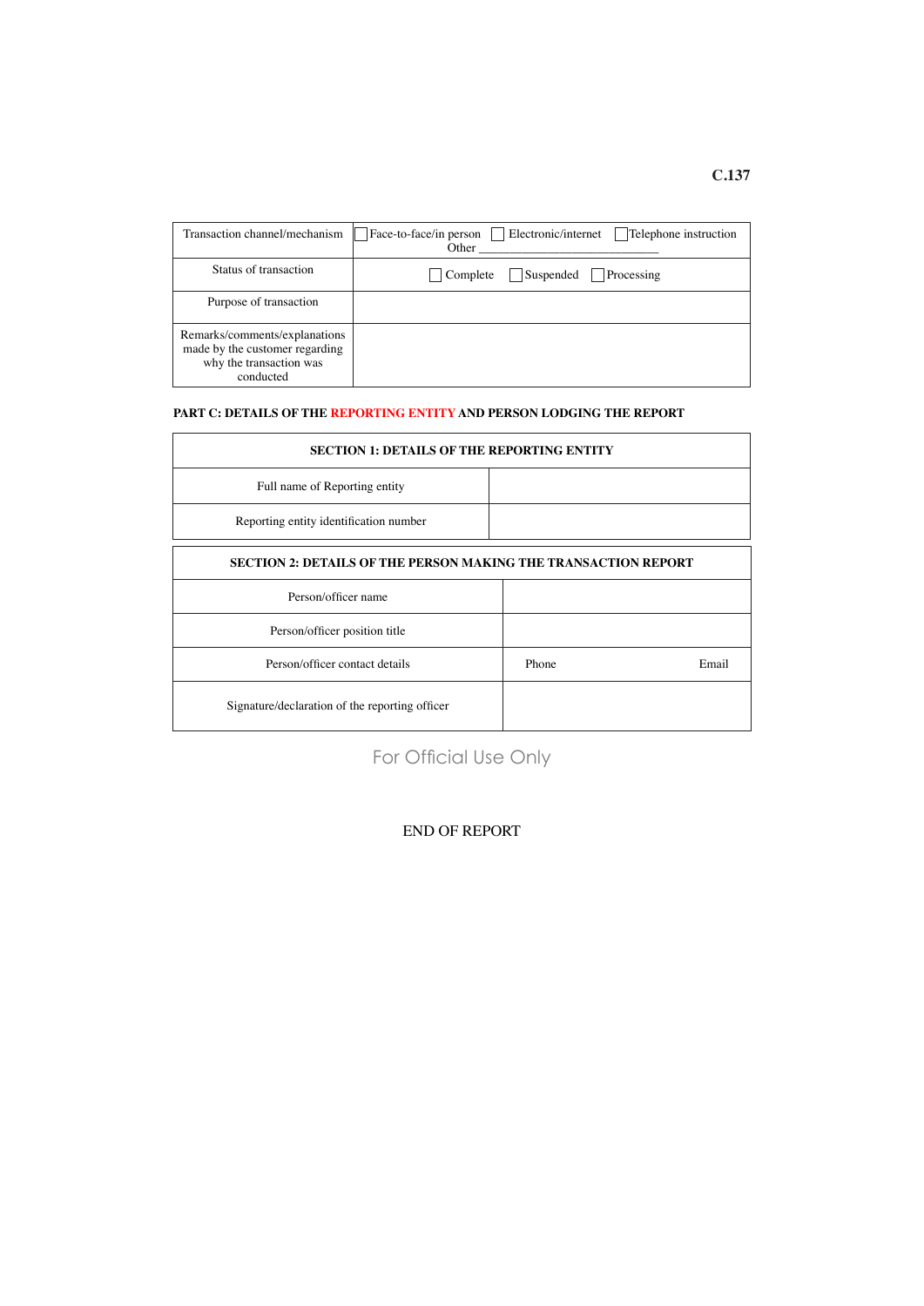C.137

| Transaction channel/mechanism | ☐ Face-to-face/in person ☐ Electronic/internet ☐ Telephone instruction Other ___________________________ |
|---|---|
| Status of transaction | ☐ Complete ☐ Suspended ☐ Processing |
| Purpose of transaction | |
| Remarks/comments/explanations made by the customer regarding why the transaction was conducted | |

**PART C: DETAILS OF THE REPORTING ENTITY AND PERSON LODGING THE REPORT**

| SECTION 1: DETAILS OF THE REPORTING ENTITY | |
|---|---|
| Full name of Reporting entity | |
| Reporting entity identification number | |

| SECTION 2: DETAILS OF THE PERSON MAKING THE TRANSACTION REPORT | | |
|---|---|---|
| Person/officer name | | |
| Person/officer position title | | |
| Person/officer contact details | Phone | Email |
| Signature/declaration of the reporting officer | | |

For Official Use Only

END OF REPORT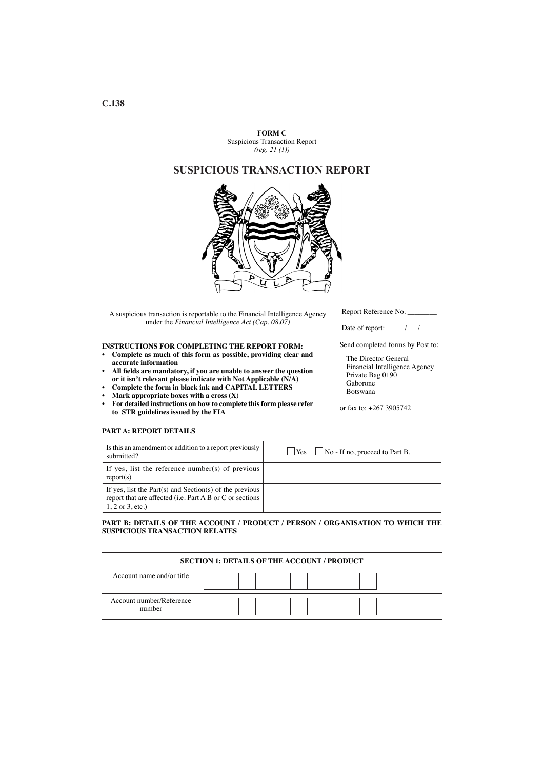C.138

**FORM C**

Suspicious Transaction Report

*(reg. 21 (1))*

# SUSPICIOUS TRANSACTION REPORT

A suspicious transaction is reportable to the Financial Intelligence Agency under the *Financial Intelligence Act (Cap. 08.07)*

Report Reference No. ________

Date of report: ___/___/___

**INSTRUCTIONS FOR COMPLETING THE REPORT FORM:**

- **Complete as much of this form as possible, providing clear and accurate information**
- **All fields are mandatory, if you are unable to answer the question or it isn't relevant please indicate with Not Applicable (N/A)**
- **Complete the form in black ink and CAPITAL LETTERS**
- **Mark appropriate boxes with a cross (X)**
- **For detailed instructions on how to complete this form please refer to STR guidelines issued by the FIA**

Send completed forms by Post to:

The Director General
Financial Intelligence Agency
Private Bag 0190
Gaborone
Botswana

or fax to: +267 3905742

**PART A: REPORT DETAILS**

| | |
|---|---|
| Is this an amendment or addition to a report previously submitted? | ☐ Yes ☐ No - If no, proceed to Part B. |
| If yes, list the reference number(s) of previous report(s) | |
| If yes, list the Part(s) and Section(s) of the previous report that are affected (i.e. Part A B or C or sections 1, 2 or 3, etc.) | |

**PART B: DETAILS OF THE ACCOUNT / PRODUCT / PERSON / ORGANISATION TO WHICH THE SUSPICIOUS TRANSACTION RELATES**

| SECTION 1: DETAILS OF THE ACCOUNT / PRODUCT | |
|---|---|
| Account name and/or title | |
| Account number/Reference number | |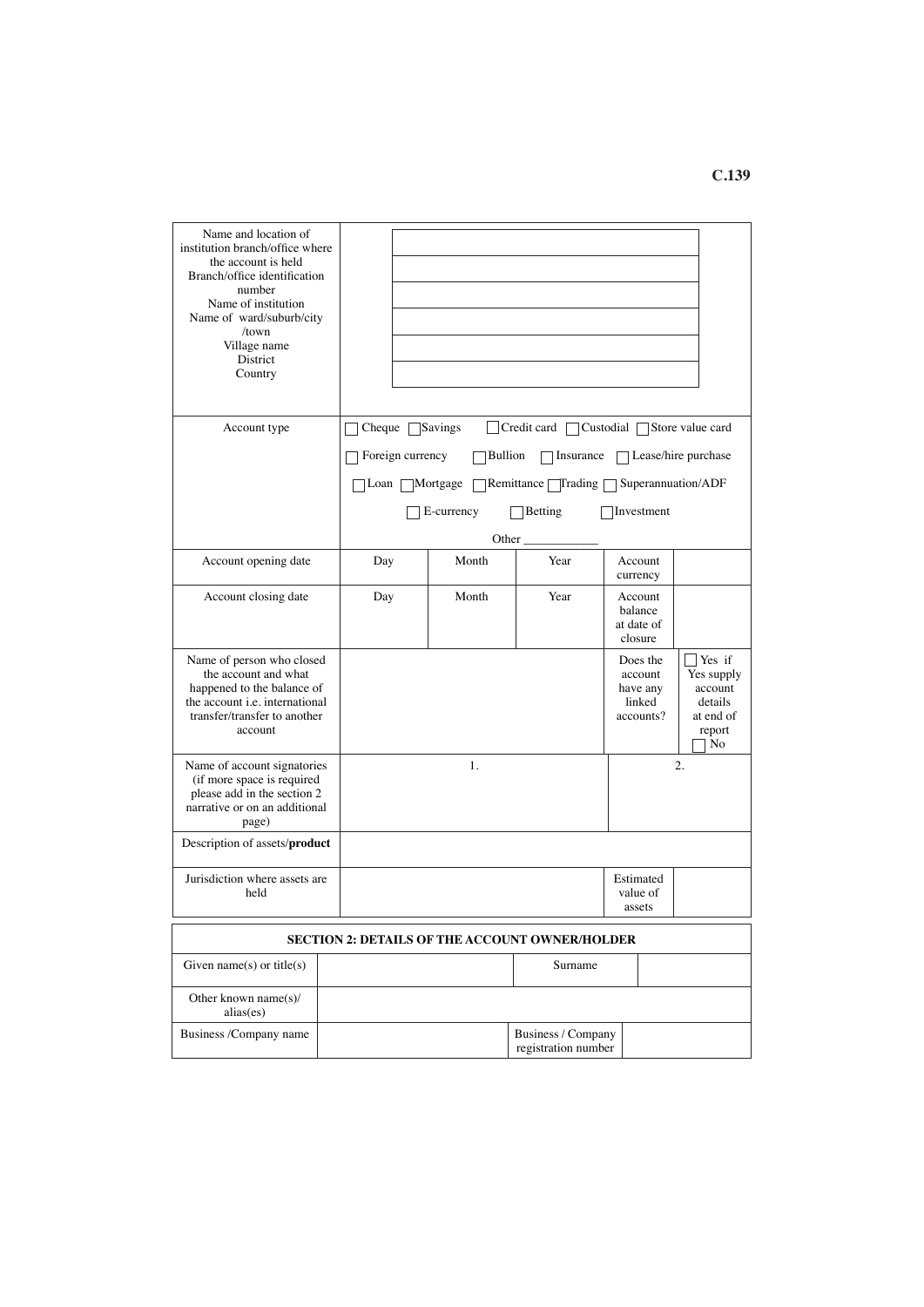| Name and location of institution branch/office where the account is held<br>Branch/office identification number<br>Name of institution<br>Name of ward/suburb/city /town<br>Village name<br>District<br>Country | | | | | |
|---|---|---|---|---|---|
| Account type | ☐ Cheque ☐ Savings ☐ Credit card ☐ Custodial ☐ Store value card<br>☐ Foreign currency ☐ Bullion ☐ Insurance ☐ Lease/hire purchase<br>☐ Loan ☐ Mortgage ☐ Remittance ☐ Trading ☐ Superannuation/ADF<br>☐ E-currency ☐ Betting ☐ Investment<br>Other ___________ | | | | |
| Account opening date | Day | Month | Year | Account currency | |
| Account closing date | Day | Month | Year | Account balance at date of closure | |
| Name of person who closed the account and what happened to the balance of the account i.e. international transfer/transfer to another account | | | | Does the account have any linked accounts? | ☐ Yes if Yes supply account details at end of report ☐ No |
| Name of account signatories (if more space is required please add in the section 2 narrative or on an additional page) | 1. | | | 2. | |
| Description of assets/**product** | | | | | |
| Jurisdiction where assets are held | | | | Estimated value of assets | |

| SECTION 2: DETAILS OF THE ACCOUNT OWNER/HOLDER | | | |
|---|---|---|---|
| Given name(s) or title(s) | | Surname | |
| Other known name(s)/ alias(es) | | | |
| Business /Company name | | Business / Company registration number | |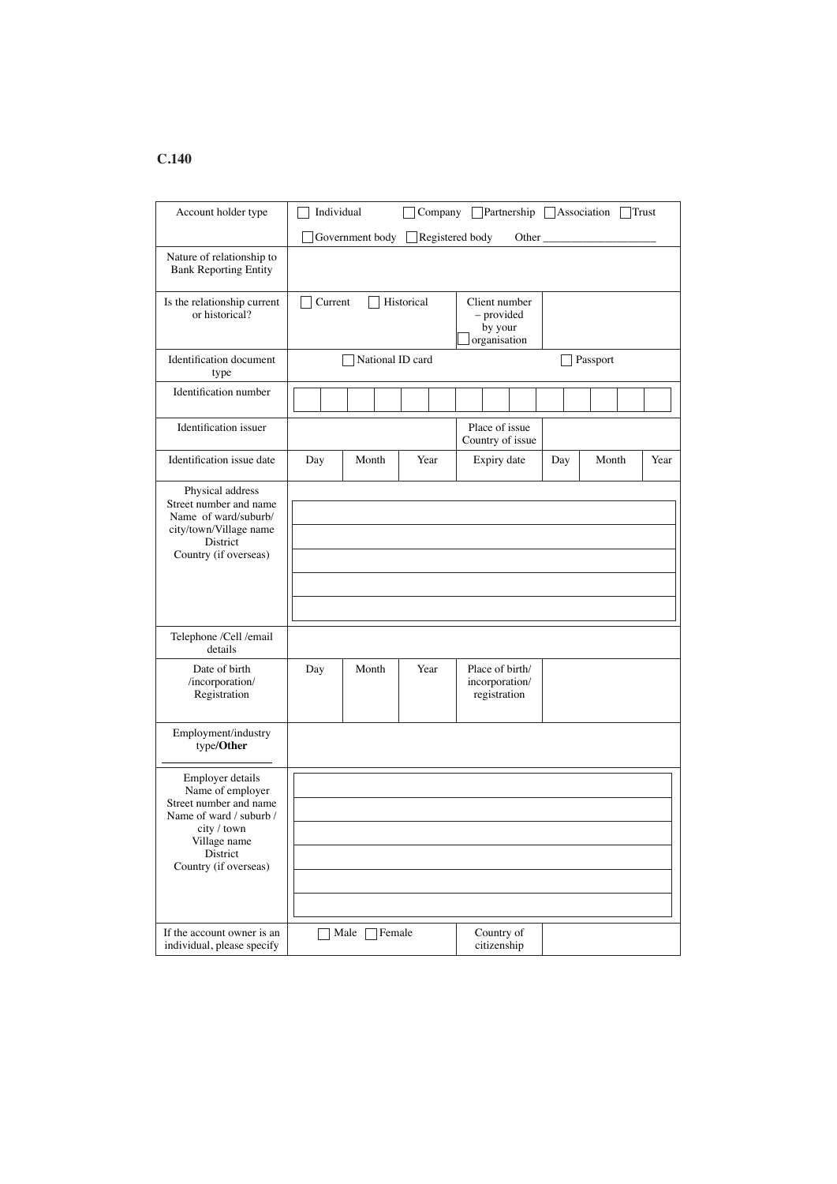**C.140**

| Account holder type | ☐ Individual ☐ Company ☐ Partnership ☐ Association ☐ Trust<br>☐ Government body ☐ Registered body Other ____________ | | | | | | | |
|---|---|---|---|---|---|---|---|---|
| Nature of relationship to Bank Reporting Entity | | | | | | | | |
| Is the relationship current or historical? | ☐ Current ☐ Historical | | | Client number – provided by your ☐ organisation | | | | |
| Identification document type | ☐ National ID card | | | | ☐ Passport | | | |
| Identification number | | | | | | | | |
| Identification issuer | | | | Place of issue Country of issue | | | | |
| Identification issue date | Day | Month | Year | Expiry date | Day | Month | Year | |
| Physical address<br>Street number and name<br>Name of ward/suburb/ city/town/Village name<br>District<br>Country (if overseas) | | | | | | | | |
| Telephone /Cell /email details | | | | | | | | |
| Date of birth /incorporation/ Registration | Day | Month | Year | Place of birth/ incorporation/ registration | | | | |
| Employment/industry type/**Other** | | | | | | | | |
| Employer details<br>Name of employer<br>Street number and name<br>Name of ward / suburb / city / town<br>Village name<br>District<br>Country (if overseas) | | | | | | | | |
| If the account owner is an individual, please specify | ☐ Male ☐ Female | | | Country of citizenship | | | | |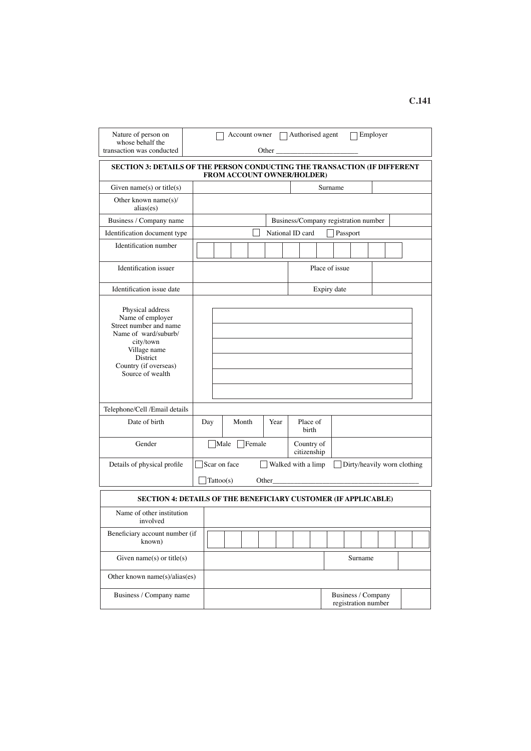C.141

| Nature of person on whose behalf the transaction was conducted | ☐ Account owner ☐ Authorised agent ☐ Employer<br>Other _______________________ |
|---|---|

| **SECTION 3: DETAILS OF THE PERSON CONDUCTING THE TRANSACTION (IF DIFFERENT FROM ACCOUNT OWNER/HOLDER)** | | | | | | | | | | | | | |
|---|---|---|---|---|---|---|---|---|---|---|---|---|---|
| Given name(s) or title(s) | | | | | | | Surname | | | | | | |
| Other known name(s)/ alias(es) | | | | | | | | | | | | | |
| Business / Company name | | | | | Business/Company registration number | | | | | | | | |
| Identification document type | ☐ National ID card ☐ Passport | | | | | | | | | | | | |
| Identification number | | | | | | | | | | | | | |
| Identification issuer | | | | | | | Place of issue | | | | | | |
| Identification issue date | | | | | | | Expiry date | | | | | | |
| Physical address<br>Name of employer<br>Street number and name<br>Name of ward/suburb/ city/town<br>Village name<br>District<br>Country (if overseas)<br>Source of wealth | | | | | | | | | | | | | |
| Telephone/Cell /Email details | | | | | | | | | | | | | |
| Date of birth | Day | Month | Year | Place of birth | | | | | | | | | |
| Gender | ☐ Male ☐ Female | | | Country of citizenship | | | | | | | | | |
| Details of physical profile | ☐ Scar on face ☐ Walked with a limp ☐ Dirty/heavily worn clothing<br>☐ Tattoo(s) Other_______________________________________ | | | | | | | | | | | | |

| **SECTION 4: DETAILS OF THE BENEFICIARY CUSTOMER (IF APPLICABLE)** | | | | | | | | | | | | | |
|---|---|---|---|---|---|---|---|---|---|---|---|---|---|
| Name of other institution involved | | | | | | | | | | | | | |
| Beneficiary account number (if known) | | | | | | | | | | | | | |
| Given name(s) or title(s) | | | | | | | Surname | | | | | | |
| Other known name(s)/alias(es) | | | | | | | | | | | | | |
| Business / Company name | | | | | | | Business / Company registration number | | | | | | |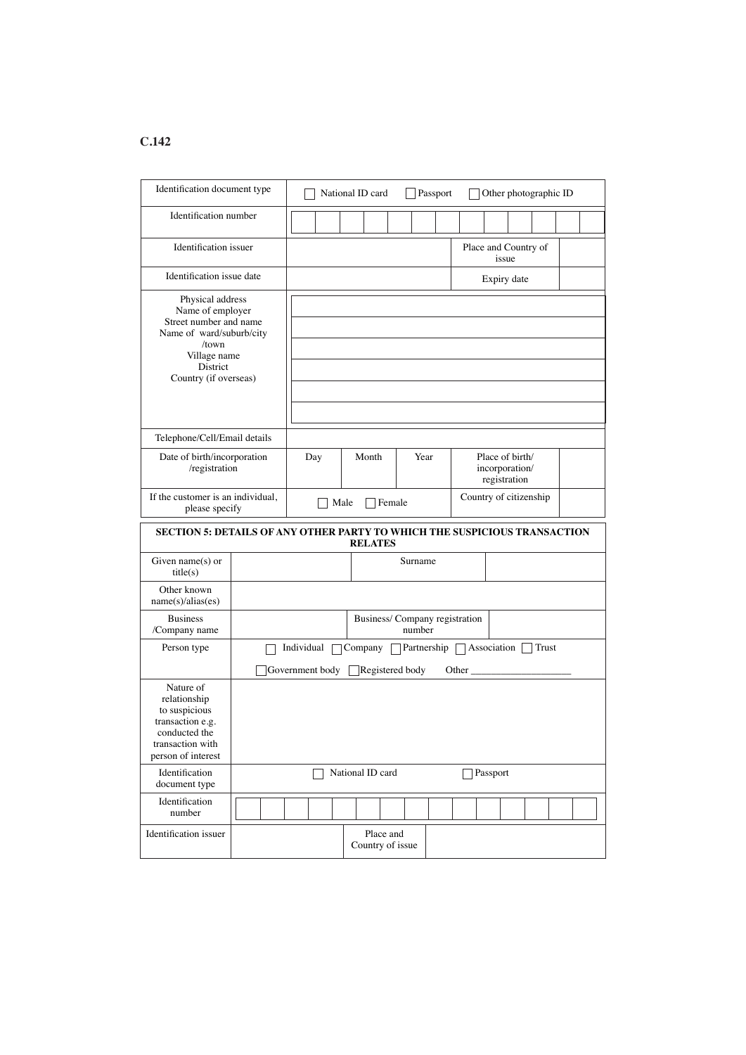C.142

| Identification document type | ☐ National ID card ☐ Passport ☐ Other photographic ID | | | | |
|---|---|---|---|---|---|
| Identification number | | | | | |
| Identification issuer | | | | Place and Country of issue | |
| Identification issue date | | | | Expiry date | |
| Physical address<br>Name of employer<br>Street number and name<br>Name of ward/suburb/city /town<br>Village name<br>District<br>Country (if overseas) | | | | | |
| Telephone/Cell/Email details | | | | | |
| Date of birth/incorporation /registration | Day | Month | Year | Place of birth/ incorporation/ registration | |
| If the customer is an individual, please specify | ☐ Male ☐ Female | | | Country of citizenship | |

| **SECTION 5: DETAILS OF ANY OTHER PARTY TO WHICH THE SUSPICIOUS TRANSACTION RELATES** | | | |
|---|---|---|---|
| Given name(s) or title(s) | | Surname | |
| Other known name(s)/alias(es) | | | |
| Business /Company name | | Business/ Company registration number | |
| Person type | ☐ Individual ☐ Company ☐ Partnership ☐ Association ☐ Trust<br>☐ Government body ☐ Registered body Other ___________________ | | |
| Nature of relationship to suspicious transaction e.g. conducted the transaction with person of interest | | | |
| Identification document type | ☐ National ID card ☐ Passport | | |
| Identification number | | | |
| Identification issuer | | Place and Country of issue | |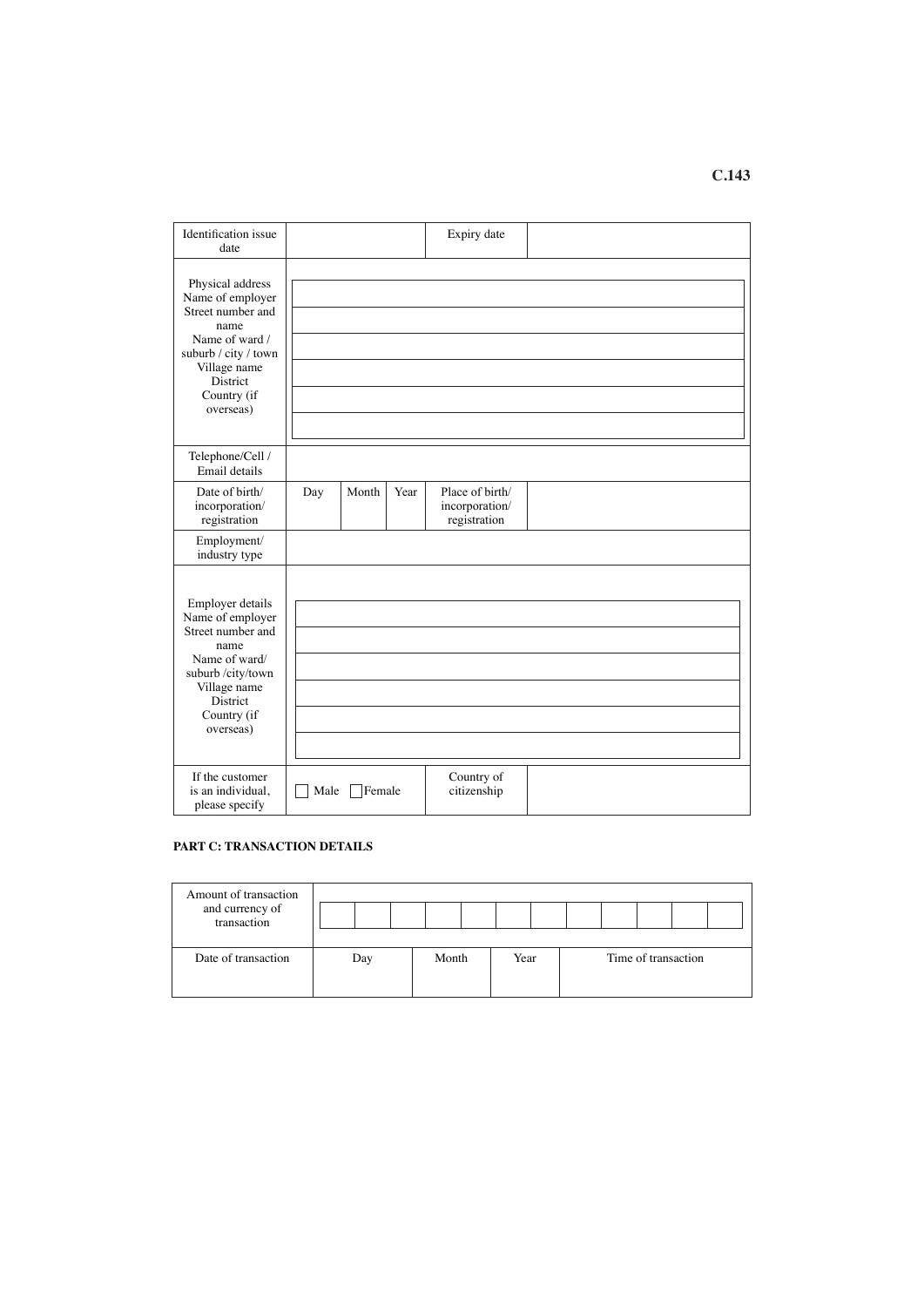| Identification issue date | | | | Expiry date | |
|---|---|---|---|---|---|
| Physical address<br>Name of employer<br>Street number and name<br>Name of ward / suburb / city / town<br>Village name<br>District<br>Country (if overseas) | | | | | |
| Telephone/Cell / Email details | | | | | |
| Date of birth/ incorporation/ registration | Day | Month | Year | Place of birth/ incorporation/ registration | |
| Employment/ industry type | | | | | |
| Employer details<br>Name of employer<br>Street number and name<br>Name of ward/ suburb /city/town<br>Village name<br>District<br>Country (if overseas) | | | | | |
| If the customer is an individual, please specify | ☐ Male ☐ Female | | | Country of citizenship | |

**PART C: TRANSACTION DETAILS**

| Amount of transaction and currency of transaction | | | | |
|---|---|---|---|---|
| Date of transaction | Day | Month | Year | Time of transaction |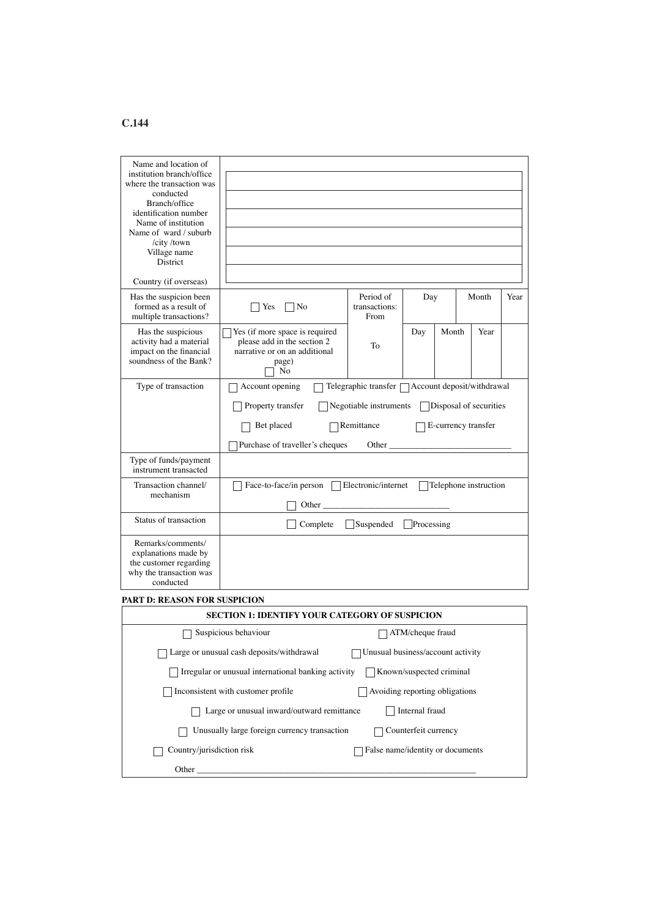C.144

| Name and location of institution branch/office where the transaction was conducted<br>Branch/office identification number<br>Name of institution<br>Name of ward / suburb /city /town<br>Village name<br>District<br><br>Country (if overseas) | | | | | |
|---|---|---|---|---|---|
| Has the suspicion been formed as a result of multiple transactions? | ☐ Yes ☐ No | Period of transactions: From | Day | Month | Year |
| Has the suspicious activity had a material impact on the financial soundness of the Bank? | ☐ Yes (if more space is required please add in the section 2 narrative or on an additional page)<br>☐ No | To | Day | Month | Year |
| Type of transaction | ☐ Account opening ☐ Telegraphic transfer ☐ Account deposit/withdrawal<br>☐ Property transfer ☐ Negotiable instruments ☐ Disposal of securities<br>☐ Bet placed ☐ Remittance ☐ E-currency transfer<br>☐ Purchase of traveller's cheques Other ____________ | | | | |
| Type of funds/payment instrument transacted | | | | | |
| Transaction channel/ mechanism | ☐ Face-to-face/in person ☐ Electronic/internet ☐ Telephone instruction<br>☐ Other ____________ | | | | |
| Status of transaction | ☐ Complete ☐ Suspended ☐ Processing | | | | |
| Remarks/comments/ explanations made by the customer regarding why the transaction was conducted | | | | | |

**PART D: REASON FOR SUSPICION**

| SECTION 1: IDENTIFY YOUR CATEGORY OF SUSPICION | |
|---|---|
| ☐ Suspicious behaviour | ☐ ATM/cheque fraud |
| ☐ Large or unusual cash deposits/withdrawal | ☐ Unusual business/account activity |
| ☐ Irregular or unusual international banking activity | ☐ Known/suspected criminal |
| ☐ Inconsistent with customer profile | ☐ Avoiding reporting obligations |
| ☐ Large or unusual inward/outward remittance | ☐ Internal fraud |
| ☐ Unusually large foreign currency transaction | ☐ Counterfeit currency |
| ☐ Country/jurisdiction risk | ☐ False name/identity or documents |
| Other ____________ | |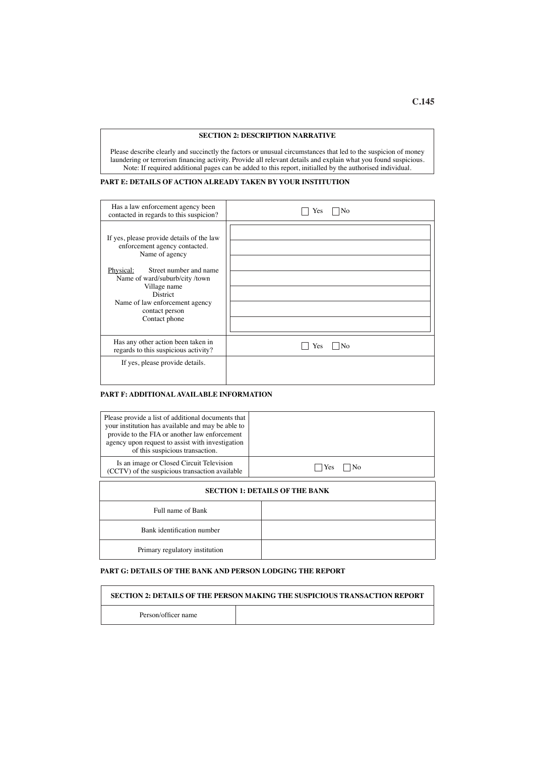C.145

| SECTION 2: DESCRIPTION NARRATIVE |
|---|
| Please describe clearly and succinctly the factors or unusual circumstances that led to the suspicion of money laundering or terrorism financing activity. Provide all relevant details and explain what you found suspicious. Note: If required additional pages can be added to this report, initialled by the authorised individual. |

**PART E: DETAILS OF ACTION ALREADY TAKEN BY YOUR INSTITUTION**

| | |
|---|---|
| Has a law enforcement agency been contacted in regards to this suspicion? | ☐ Yes ☐ No |
| If yes, please provide details of the law enforcement agency contacted.<br>Name of agency<br><br>Physical: Street number and name<br>Name of ward/suburb/city /town<br>Village name<br>District<br>Name of law enforcement agency contact person<br>Contact phone | |
| Has any other action been taken in regards to this suspicious activity? | ☐ Yes ☐ No |
| If yes, please provide details. | |

**PART F: ADDITIONAL AVAILABLE INFORMATION**

| | |
|---|---|
| Please provide a list of additional documents that your institution has available and may be able to provide to the FIA or another law enforcement agency upon request to assist with investigation of this suspicious transaction. | |
| Is an image or Closed Circuit Television (CCTV) of the suspicious transaction available | ☐ Yes ☐ No |

| SECTION 1: DETAILS OF THE BANK | |
|---|---|
| Full name of Bank | |
| Bank identification number | |
| Primary regulatory institution | |

**PART G: DETAILS OF THE BANK AND PERSON LODGING THE REPORT**

| SECTION 2: DETAILS OF THE PERSON MAKING THE SUSPICIOUS TRANSACTION REPORT | |
|---|---|
| Person/officer name | |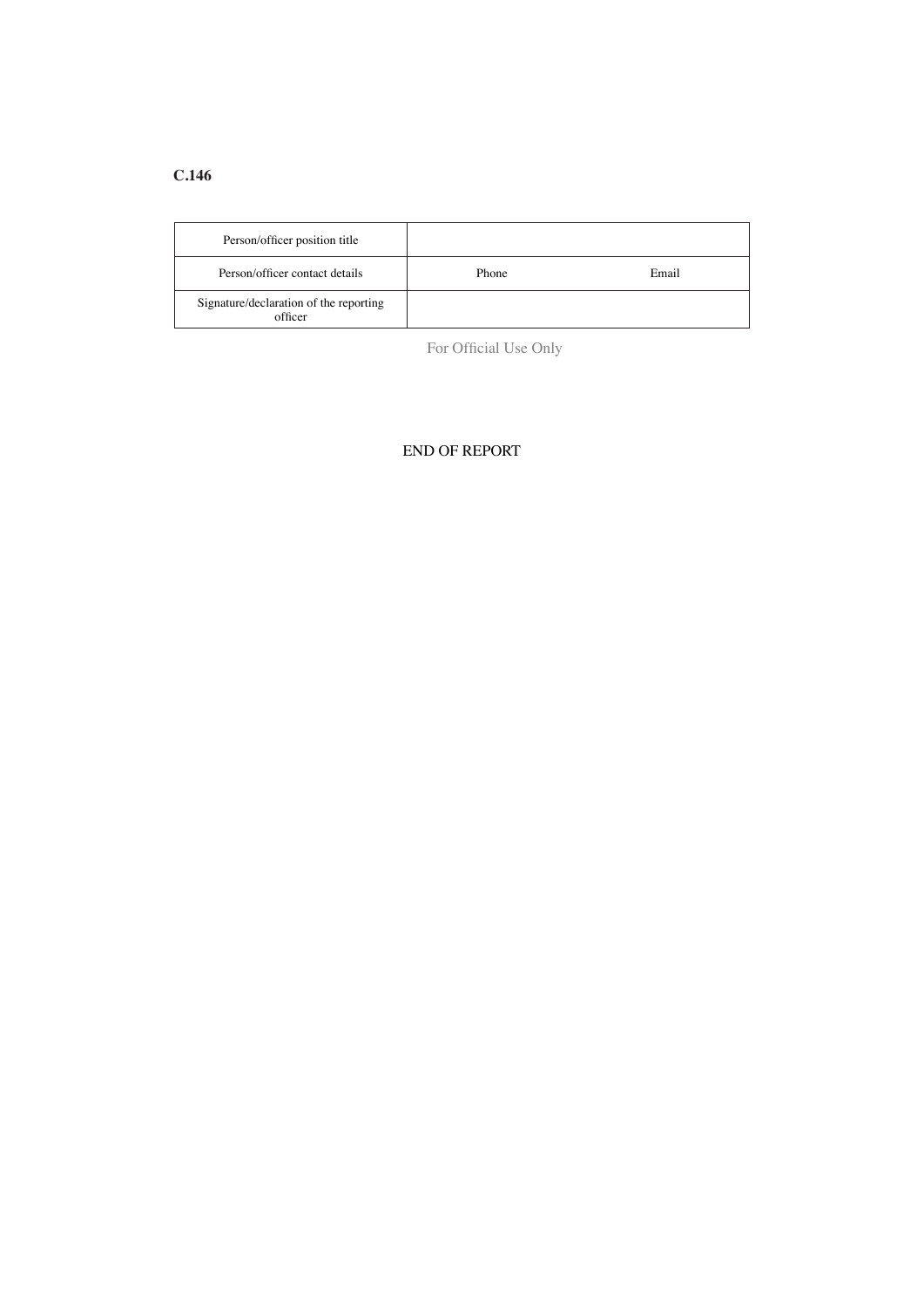**C.146**

| Person/officer position title | | |
|---|---|---|
| Person/officer contact details | Phone | Email |
| Signature/declaration of the reporting officer | | |

For Official Use Only

END OF REPORT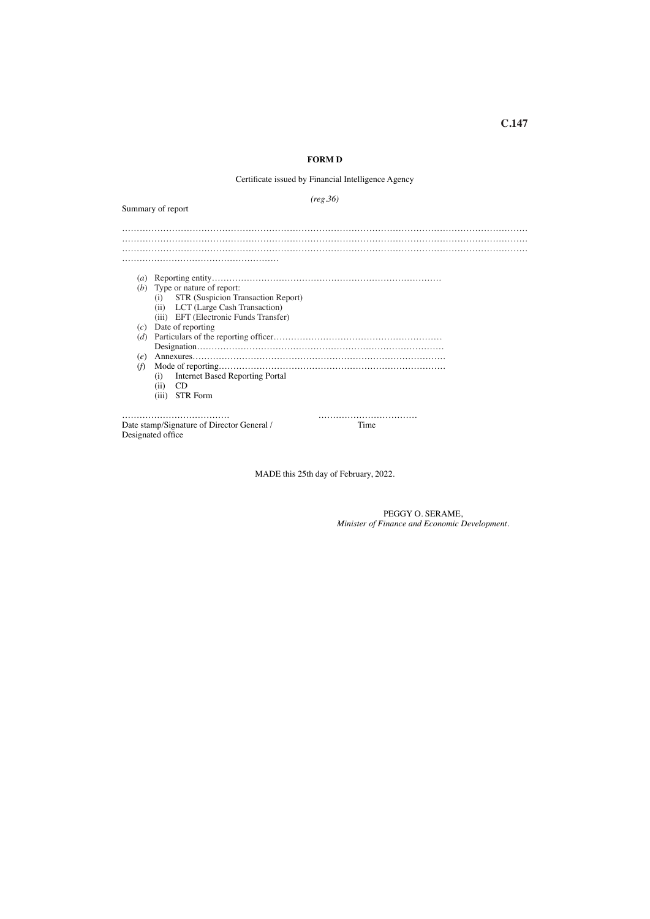**FORM D**

Certificate issued by Financial Intelligence Agency

*(reg.36)*

Summary of report

……………………………………………………………………………………………………………………………
……………………………………………………………………………………………………………………………
……………………………………………………………………………………………………………………………
………………………………………………

(*a*) Reporting entity……………………………………………………………………

(*b*) Type or nature of report:

  (i) STR (Suspicion Transaction Report)

  (ii) LCT (Large Cash Transaction)

  (iii) EFT (Electronic Funds Transfer)

(*c*) Date of reporting

(*d*) Particulars of the reporting officer…………………………………………………
  Designation…………………………………………………………………………

(*e*) Annexures……………………………………………………………………………

(*f*) Mode of reporting……………………………………………………………………

  (i) Internet Based Reporting Portal

  (ii) CD

  (iii) STR Form

……………………………… ……………………………

Date stamp/Signature of Director General / Designated office                Time

MADE this 25th day of February, 2022.

PEGGY O. SERAME,
*Minister of Finance and Economic Development.*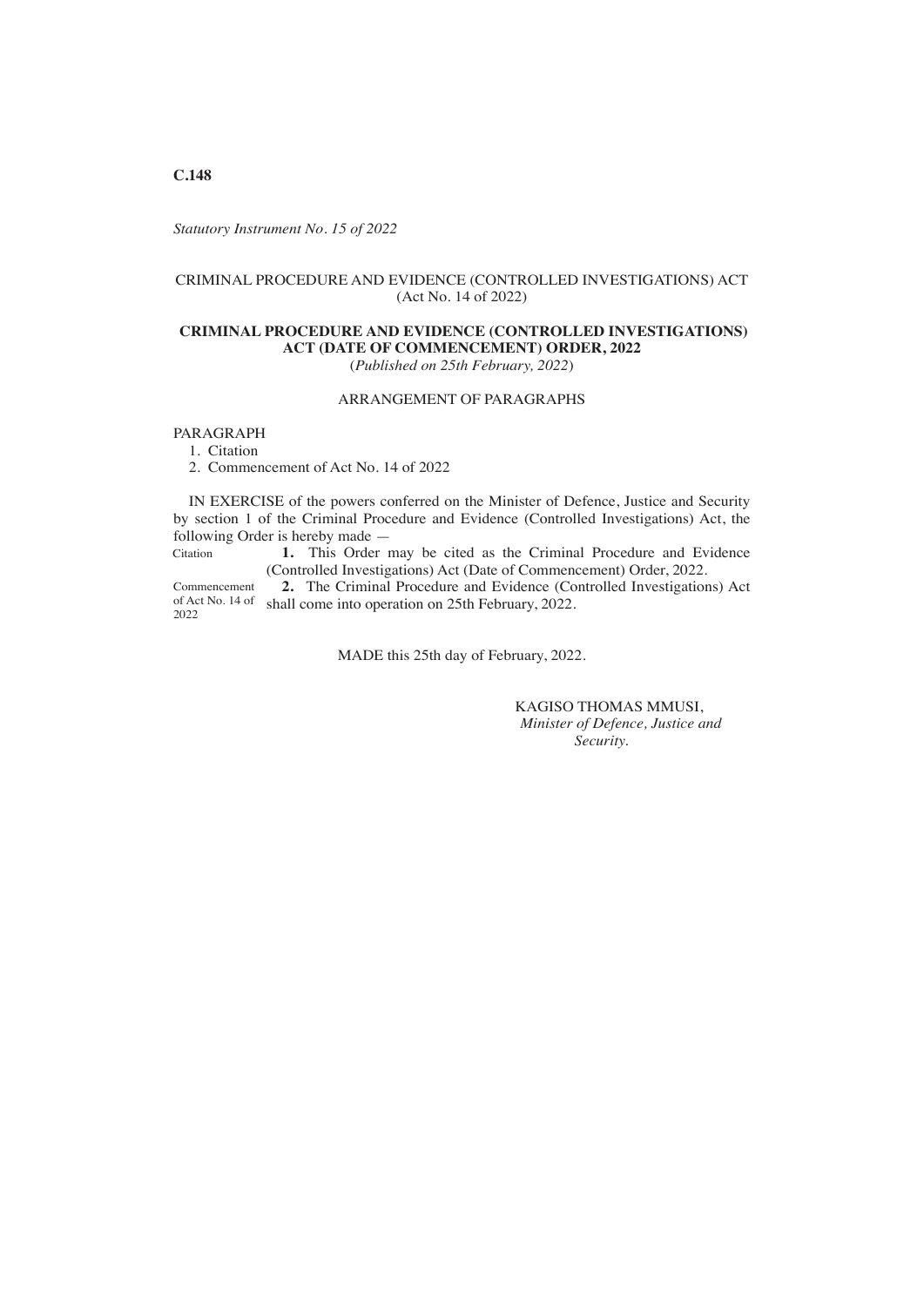C.148

*Statutory Instrument No. 15 of 2022*

CRIMINAL PROCEDURE AND EVIDENCE (CONTROLLED INVESTIGATIONS) ACT
(Act No. 14 of 2022)

**CRIMINAL PROCEDURE AND EVIDENCE (CONTROLLED INVESTIGATIONS) ACT (DATE OF COMMENCEMENT) ORDER, 2022**
(*Published on 25th February, 2022*)

ARRANGEMENT OF PARAGRAPHS

PARAGRAPH
1. Citation
2. Commencement of Act No. 14 of 2022

IN EXERCISE of the powers conferred on the Minister of Defence, Justice and Security by section 1 of the Criminal Procedure and Evidence (Controlled Investigations) Act, the following Order is hereby made —

Citation

**1.** This Order may be cited as the Criminal Procedure and Evidence (Controlled Investigations) Act (Date of Commencement) Order, 2022.

Commencement of Act No. 14 of 2022

**2.** The Criminal Procedure and Evidence (Controlled Investigations) Act shall come into operation on 25th February, 2022.

MADE this 25th day of February, 2022.

KAGISO THOMAS MMUSI,
*Minister of Defence, Justice and Security.*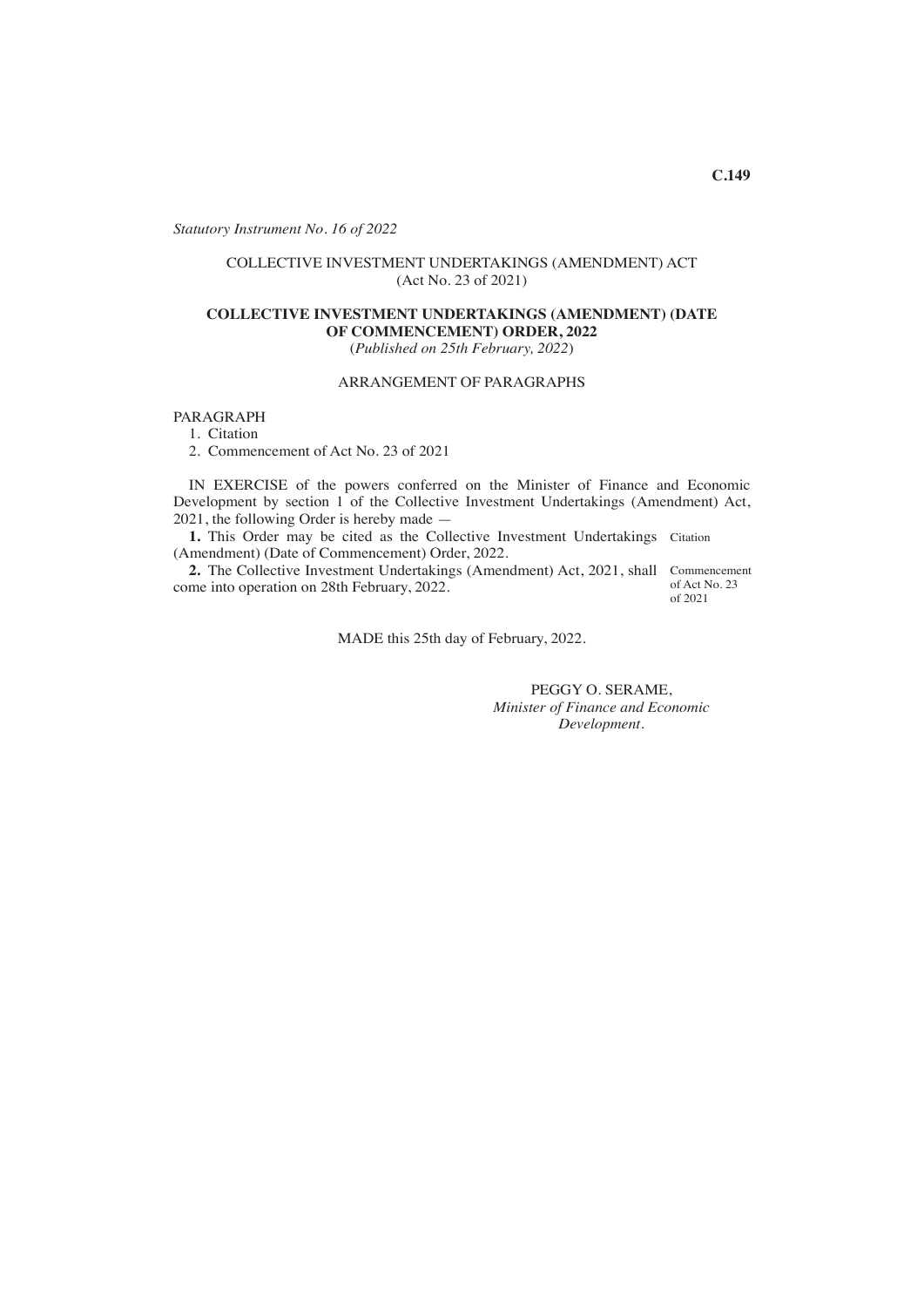*Statutory Instrument No. 16 of 2022*

COLLECTIVE INVESTMENT UNDERTAKINGS (AMENDMENT) ACT
(Act No. 23 of 2021)

**COLLECTIVE INVESTMENT UNDERTAKINGS (AMENDMENT) (DATE OF COMMENCEMENT) ORDER, 2022**
(*Published on 25th February, 2022*)

ARRANGEMENT OF PARAGRAPHS

PARAGRAPH

1. Citation
2. Commencement of Act No. 23 of 2021

IN EXERCISE of the powers conferred on the Minister of Finance and Economic Development by section 1 of the Collective Investment Undertakings (Amendment) Act, 2021, the following Order is hereby made —

Citation

**1.** This Order may be cited as the Collective Investment Undertakings (Amendment) (Date of Commencement) Order, 2022.

Commencement of Act No. 23 of 2021

**2.** The Collective Investment Undertakings (Amendment) Act, 2021, shall come into operation on 28th February, 2022.

MADE this 25th day of February, 2022.

PEGGY O. SERAME,
*Minister of Finance and Economic Development.*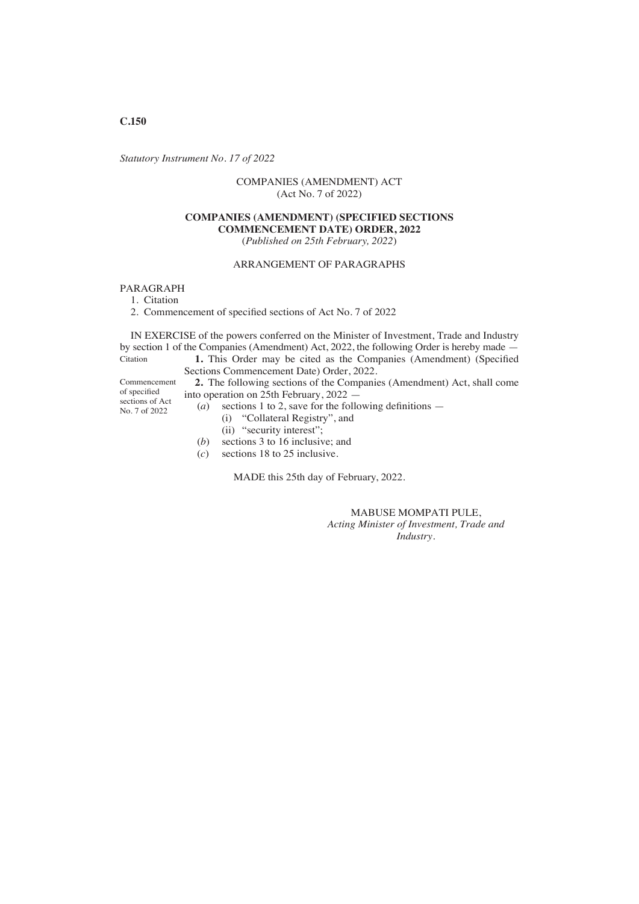*Statutory Instrument No. 17 of 2022*

COMPANIES (AMENDMENT) ACT
(Act No. 7 of 2022)

**COMPANIES (AMENDMENT) (SPECIFIED SECTIONS COMMENCEMENT DATE) ORDER, 2022**
(*Published on 25th February, 2022*)

ARRANGEMENT OF PARAGRAPHS

PARAGRAPH

1. Citation
2. Commencement of specified sections of Act No. 7 of 2022

IN EXERCISE of the powers conferred on the Minister of Investment, Trade and Industry by section 1 of the Companies (Amendment) Act, 2022, the following Order is hereby made —

Citation

**1.** This Order may be cited as the Companies (Amendment) (Specified Sections Commencement Date) Order, 2022.

Commencement of specified sections of Act No. 7 of 2022

**2.** The following sections of the Companies (Amendment) Act, shall come into operation on 25th February, 2022 —

(*a*) sections 1 to 2, save for the following definitions —
  (i) "Collateral Registry", and
  (ii) "security interest";

(*b*) sections 3 to 16 inclusive; and

(*c*) sections 18 to 25 inclusive.

MADE this 25th day of February, 2022.

MABUSE MOMPATI PULE,
*Acting Minister of Investment, Trade and Industry.*